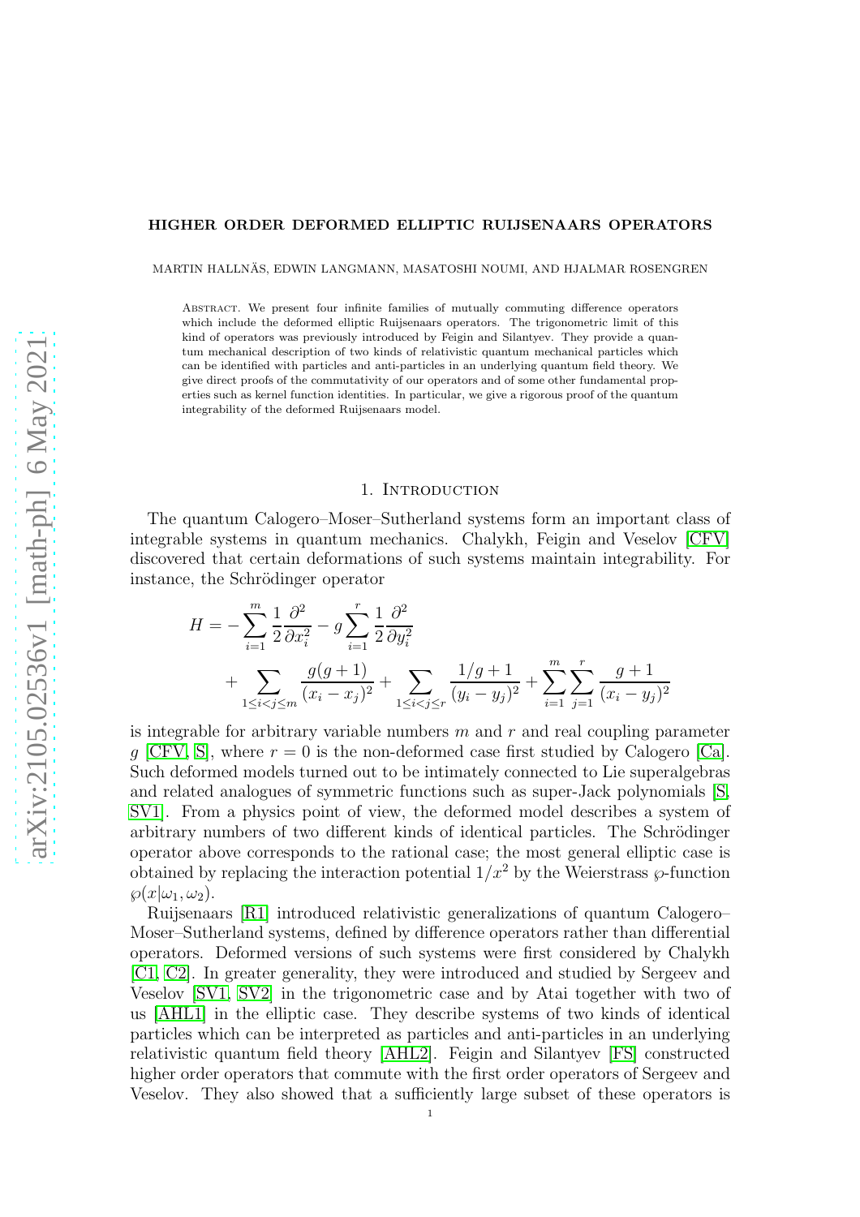# HIGHER ORDER DEFORMED ELLIPTIC RUIJSENAARS OPERATORS

MARTIN HALLNÄS, EDWIN LANGMANN, MASATOSHI NOUMI, AND HJALMAR ROSENGREN

ABSTRACT. We present four infinite families of mutually commuting difference operators which include the deformed elliptic Ruijsenaars operators. The trigonometric limit of this kind of operators was previously introduced by Feigin and Silantyev. They provide a quantum mechanical description of two kinds of relativistic quantum mechanical particles which can be identified with particles and anti-particles in an underlying quantum field theory. We give direct proofs of the commutativity of our operators and of some other fundamental properties such as kernel function identities. In particular, we give a rigorous proof of the quantum integrability of the deformed Ruijsenaars model.

## 1. INTRODUCTION

The quantum Calogero–Moser–Sutherland systems form an important class of integrable systems in quantum mechanics. Chalykh, Feigin and Veselov [CFV] discovered that certain deformations of such systems maintain integrability. For instance, the Schrödinger operator

$$
\begin{aligned}
H = & -\sum_{i=1}^{m} \frac{1}{2}\frac{\partial^2}{\partial x_i^2} - g\sum_{i=1}^{r}\frac{1}{2}\frac{\partial^2}{\partial y_i^2} \\
& + \sum_{1\le i<j\le m}\frac{g(g+1)}{(x_i-x_j)^2} + \sum_{1\le i<j\le r}\frac{1/g+1}{(y_i-y_j)^2} + \sum_{i=1}^{m}\sum_{j=1}^{r}\frac{g+1}{(x_i-y_j)^2}
\end{aligned}
$$

is integrable for arbitrary variable numbers $m$ and $r$ and real coupling parameter $g$ [CFV, S], where $r=0$ is the non-deformed case first studied by Calogero [Ca]. Such deformed models turned out to be intimately connected to Lie superalgebras and related analogues of symmetric functions such as super-Jack polynomials [S, SV1]. From a physics point of view, the deformed model describes a system of arbitrary numbers of two different kinds of identical particles. The Schrödinger operator above corresponds to the rational case; the most general elliptic case is obtained by replacing the interaction potential $1/x^2$ by the Weierstrass $\wp$-function $\wp(x|\omega_1,\omega_2)$.

Ruijsenaars [R1] introduced relativistic generalizations of quantum Calogero–Moser–Sutherland systems, defined by difference operators rather than differential operators. Deformed versions of such systems were first considered by Chalykh [C1, C2]. In greater generality, they were introduced and studied by Sergeev and Veselov [SV1, SV2] in the trigonometric case and by Atai together with two of us [AHL1] in the elliptic case. They describe systems of two kinds of identical particles which can be interpreted as particles and anti-particles in an underlying relativistic quantum field theory [AHL2]. Feigin and Silantyev [FS] constructed higher order operators that commute with the first order operators of Sergeev and Veselov. They also showed that a sufficiently large subset of these operators is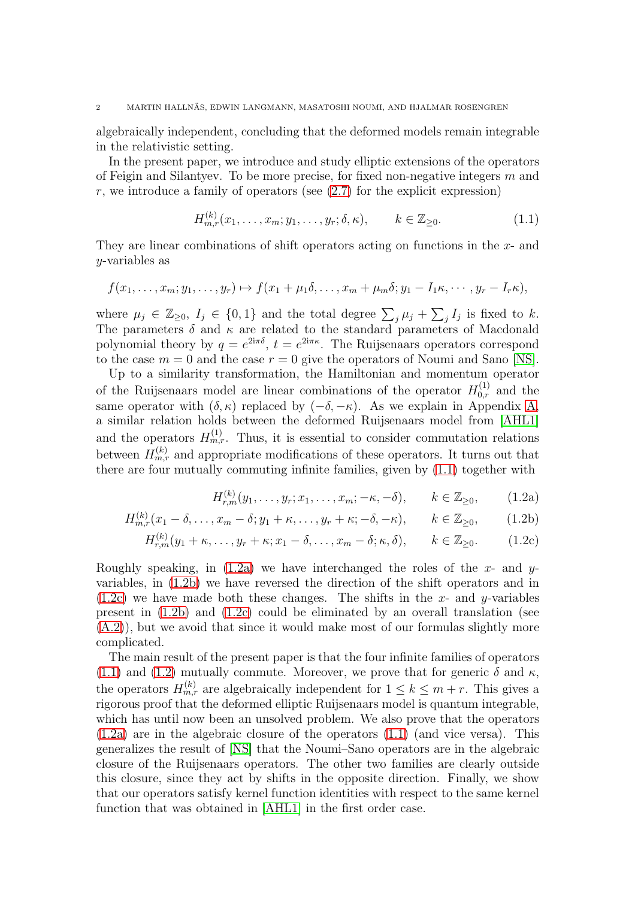algebraically independent, concluding that the deformed models remain integrable in the relativistic setting.

In the present paper, we introduce and study elliptic extensions of the operators of Feigin and Silantyev. To be more precise, for fixed non-negative integers $m$ and $r$, we introduce a family of operators (see (2.7) for the explicit expression)

$$H_{m,r}^{(k)}(x_1,\dots,x_m;y_1,\dots,y_r;\delta,\kappa), \qquad k\in\mathbb{Z}_{\geq 0}. \tag{1.1}$$

They are linear combinations of shift operators acting on functions in the $x$- and $y$-variables as

$$f(x_1,\dots,x_m;y_1,\dots,y_r)\mapsto f(x_1+\mu_1\delta,\dots,x_m+\mu_m\delta;y_1-I_1\kappa,\cdots,y_r-I_r\kappa),$$

where $\mu_j\in\mathbb{Z}_{\geq 0}$, $I_j\in\{0,1\}$ and the total degree $\sum_j\mu_j+\sum_j I_j$ is fixed to $k$. The parameters $\delta$ and $\kappa$ are related to the standard parameters of Macdonald polynomial theory by $q=e^{2i\pi\delta}$, $t=e^{2i\pi\kappa}$. The Ruijsenaars operators correspond to the case $m=0$ and the case $r=0$ give the operators of Noumi and Sano [NS].

Up to a similarity transformation, the Hamiltonian and momentum operator of the Ruijsenaars model are linear combinations of the operator $H_{0,r}^{(1)}$ and the same operator with $(\delta,\kappa)$ replaced by $(-\delta,-\kappa)$. As we explain in Appendix A, a similar relation holds between the deformed Ruijsenaars model from [AHL1] and the operators $H_{m,r}^{(1)}$. Thus, it is essential to consider commutation relations between $H_{m,r}^{(k)}$ and appropriate modifications of these operators. It turns out that there are four mutually commuting infinite families, given by (1.1) together with

$$H_{r,m}^{(k)}(y_1,\dots,y_r;x_1,\dots,x_m;-\kappa,-\delta), \qquad k\in\mathbb{Z}_{\geq 0}, \tag{1.2a}$$

$$H_{m,r}^{(k)}(x_1-\delta,\dots,x_m-\delta;y_1+\kappa,\dots,y_r+\kappa;-\delta,-\kappa), \qquad k\in\mathbb{Z}_{\geq 0}, \tag{1.2b}$$

$$H_{r,m}^{(k)}(y_1+\kappa,\dots,y_r+\kappa;x_1-\delta,\dots,x_m-\delta;\kappa,\delta), \qquad k\in\mathbb{Z}_{\geq 0}. \tag{1.2c}$$

Roughly speaking, in (1.2a) we have interchanged the roles of the $x$- and $y$-variables, in (1.2b) we have reversed the direction of the shift operators and in (1.2c) we have made both these changes. The shifts in the $x$- and $y$-variables present in (1.2b) and (1.2c) could be eliminated by an overall translation (see (A.2)), but we avoid that since it would make most of our formulas slightly more complicated.

The main result of the present paper is that the four infinite families of operators (1.1) and (1.2) mutually commute. Moreover, we prove that for generic $\delta$ and $\kappa$, the operators $H_{m,r}^{(k)}$ are algebraically independent for $1\leq k\leq m+r$. This gives a rigorous proof that the deformed elliptic Ruijsenaars model is quantum integrable, which has until now been an unsolved problem. We also prove that the operators (1.2a) are in the algebraic closure of the operators (1.1) (and vice versa). This generalizes the result of [NS] that the Noumi–Sano operators are in the algebraic closure of the Ruijsenaars operators. The other two families are clearly outside this closure, since they act by shifts in the opposite direction. Finally, we show that our operators satisfy kernel function identities with respect to the same kernel function that was obtained in [AHL1] in the first order case.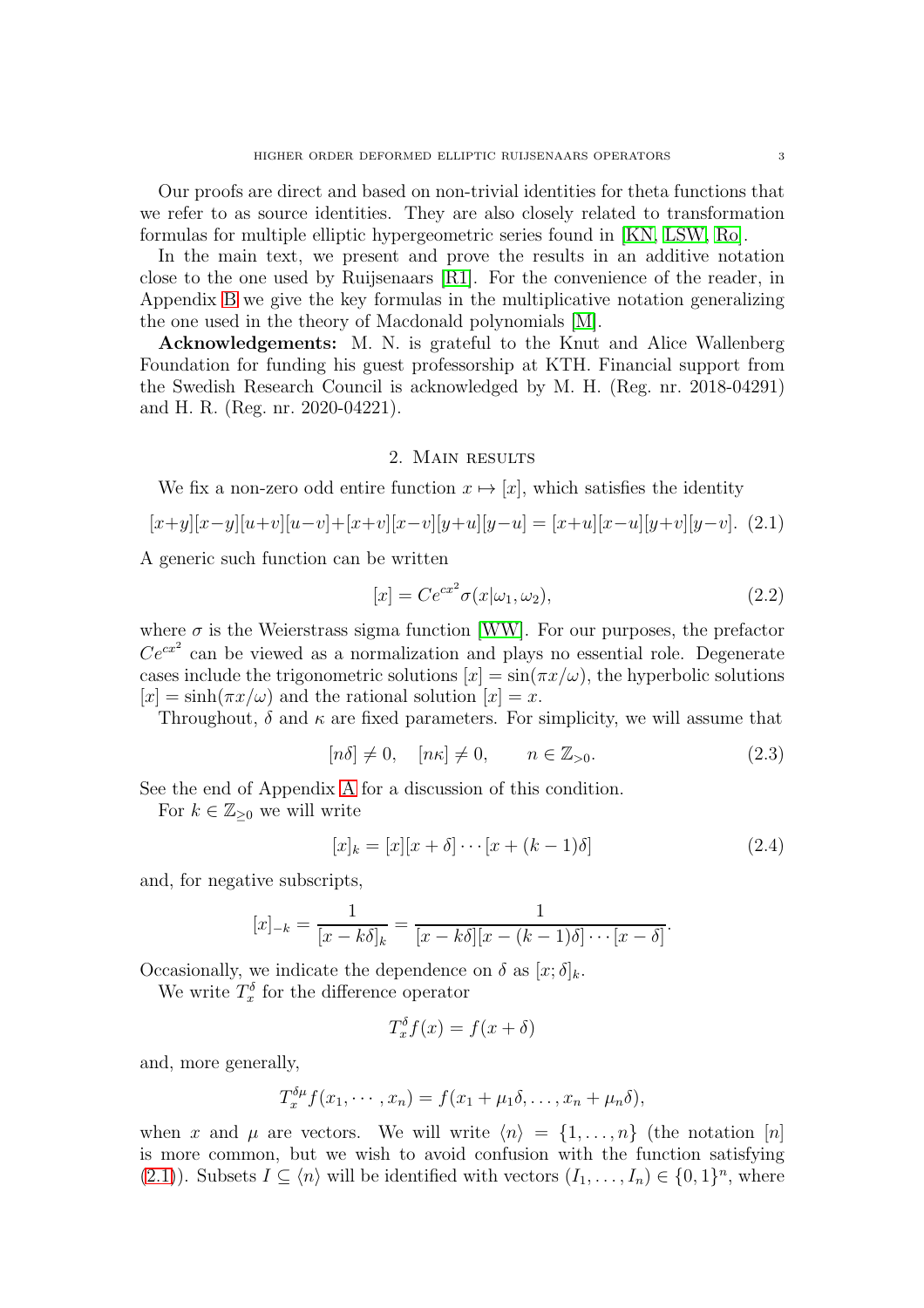Our proofs are direct and based on non-trivial identities for theta functions that we refer to as source identities. They are also closely related to transformation formulas for multiple elliptic hypergeometric series found in [KN, LSW, Ro].

In the main text, we present and prove the results in an additive notation close to the one used by Ruijsenaars [R1]. For the convenience of the reader, in Appendix B we give the key formulas in the multiplicative notation generalizing the one used in the theory of Macdonald polynomials [M].

**Acknowledgements:** M. N. is grateful to the Knut and Alice Wallenberg Foundation for funding his guest professorship at KTH. Financial support from the Swedish Research Council is acknowledged by M. H. (Reg. nr. 2018-04291) and H. R. (Reg. nr. 2020-04221).

## 2. Main results

We fix a non-zero odd entire function $x \mapsto [x]$, which satisfies the identity

$$[x+y][x-y][u+v][u-v]+[x+v][x-v][y+u][y-u] = [x+u][x-u][y+v][y-v]. \quad (2.1)$$

A generic such function can be written

$$[x] = Ce^{cx^2}\sigma(x|\omega_1,\omega_2), \quad (2.2)$$

where $\sigma$ is the Weierstrass sigma function [WW]. For our purposes, the prefactor $Ce^{cx^2}$ can be viewed as a normalization and plays no essential role. Degenerate cases include the trigonometric solutions $[x] = \sin(\pi x/\omega)$, the hyperbolic solutions $[x] = \sinh(\pi x/\omega)$ and the rational solution $[x] = x$.

Throughout, $\delta$ and $\kappa$ are fixed parameters. For simplicity, we will assume that

$$[n\delta] \neq 0, \quad [n\kappa] \neq 0, \qquad n \in \mathbb{Z}_{>0}. \quad (2.3)$$

See the end of Appendix A for a discussion of this condition.

For $k \in \mathbb{Z}_{\geq 0}$ we will write

$$[x]_k = [x][x+\delta]\cdots[x+(k-1)\delta] \quad (2.4)$$

and, for negative subscripts,

$$[x]_{-k} = \frac{1}{[x-k\delta]_k} = \frac{1}{[x-k\delta][x-(k-1)\delta]\cdots[x-\delta]}.$$

Occasionally, we indicate the dependence on $\delta$ as $[x;\delta]_k$.

We write $T_x^\delta$ for the difference operator

$$T_x^\delta f(x) = f(x+\delta)$$

and, more generally,

$$T_x^{\delta\mu} f(x_1,\cdots,x_n) = f(x_1+\mu_1\delta,\ldots,x_n+\mu_n\delta),$$

when $x$ and $\mu$ are vectors. We will write $\langle n\rangle = \{1,\ldots,n\}$ (the notation $[n]$ is more common, but we wish to avoid confusion with the function satisfying (2.1)). Subsets $I \subseteq \langle n\rangle$ will be identified with vectors $(I_1,\ldots,I_n) \in \{0,1\}^n$, where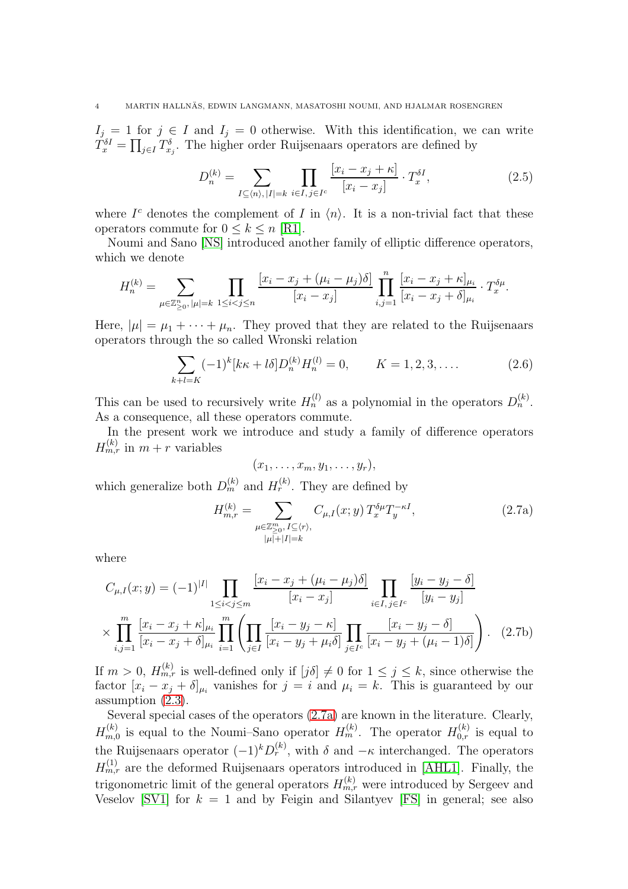$I_j = 1$ for $j \in I$ and $I_j = 0$ otherwise. With this identification, we can write $T_x^{\delta I} = \prod_{j\in I} T_{x_j}^{\delta}$. The higher order Ruijsenaars operators are defined by

$$D_n^{(k)} = \sum_{I\subseteq\langle n\rangle,\,|I|=k} \prod_{i\in I,\,j\in I^c} \frac{[x_i - x_j + \kappa]}{[x_i - x_j]} \cdot T_x^{\delta I}, \tag{2.5}$$

where $I^c$ denotes the complement of $I$ in $\langle n\rangle$. It is a non-trivial fact that these operators commute for $0 \le k \le n$ [R1].

Noumi and Sano [NS] introduced another family of elliptic difference operators, which we denote

$$H_n^{(k)} = \sum_{\mu\in\mathbb{Z}_{\geq 0}^n,\,|\mu|=k} \prod_{1\le i<j\le n} \frac{[x_i - x_j + (\mu_i - \mu_j)\delta]}{[x_i - x_j]} \prod_{i,j=1}^{n} \frac{[x_i - x_j + \kappa]_{\mu_i}}{[x_i - x_j + \delta]_{\mu_i}} \cdot T_x^{\delta\mu}.$$

Here, $|\mu| = \mu_1 + \cdots + \mu_n$. They proved that they are related to the Ruijsenaars operators through the so called Wronski relation

$$\sum_{k+l=K} (-1)^k [k\kappa + l\delta] D_n^{(k)} H_n^{(l)} = 0, \qquad K = 1, 2, 3, \ldots. \tag{2.6}$$

This can be used to recursively write $H_n^{(l)}$ as a polynomial in the operators $D_n^{(k)}$. As a consequence, all these operators commute.

In the present work we introduce and study a family of difference operators $H_{m,r}^{(k)}$ in $m + r$ variables

$$(x_1, \ldots, x_m, y_1, \ldots, y_r),$$

which generalize both $D_m^{(k)}$ and $H_r^{(k)}$. They are defined by

$$H_{m,r}^{(k)} = \sum_{\substack{\mu\in\mathbb{Z}_{\geq 0}^m,\, I\subseteq\langle r\rangle,\\ |\mu|+|I|=k}} C_{\mu,I}(x;y)\, T_x^{\delta\mu} T_y^{-\kappa I}, \tag{2.7a}$$

where

$$\begin{aligned} C_{\mu,I}(x;y) &= (-1)^{|I|} \prod_{1\le i<j\le m} \frac{[x_i - x_j + (\mu_i - \mu_j)\delta]}{[x_i - x_j]} \prod_{i\in I,\, j\in I^c} \frac{[y_i - y_j - \delta]}{[y_i - y_j]} \\ &\times \prod_{i,j=1}^{m} \frac{[x_i - x_j + \kappa]_{\mu_i}}{[x_i - x_j + \delta]_{\mu_i}} \prod_{i=1}^{m} \left( \prod_{j\in I} \frac{[x_i - y_j - \kappa]}{[x_i - y_j + \mu_i\delta]} \prod_{j\in I^c} \frac{[x_i - y_j - \delta]}{[x_i - y_j + (\mu_i - 1)\delta]} \right). \end{aligned} \tag{2.7b}$$

If $m > 0$, $H_{m,r}^{(k)}$ is well-defined only if $[j\delta] \neq 0$ for $1 \le j \le k$, since otherwise the factor $[x_i - x_j + \delta]_{\mu_i}$ vanishes for $j = i$ and $\mu_i = k$. This is guaranteed by our assumption (2.3).

Several special cases of the operators (2.7a) are known in the literature. Clearly, $H_{m,0}^{(k)}$ is equal to the Noumi–Sano operator $H_m^{(k)}$. The operator $H_{0,r}^{(k)}$ is equal to the Ruijsenaars operator $(-1)^k D_r^{(k)}$, with $\delta$ and $-\kappa$ interchanged. The operators $H_{m,r}^{(1)}$ are the deformed Ruijsenaars operators introduced in [AHL1]. Finally, the trigonometric limit of the general operators $H_{m,r}^{(k)}$ were introduced by Sergeev and Veselov [SV1] for $k = 1$ and by Feigin and Silantyev [FS] in general; see also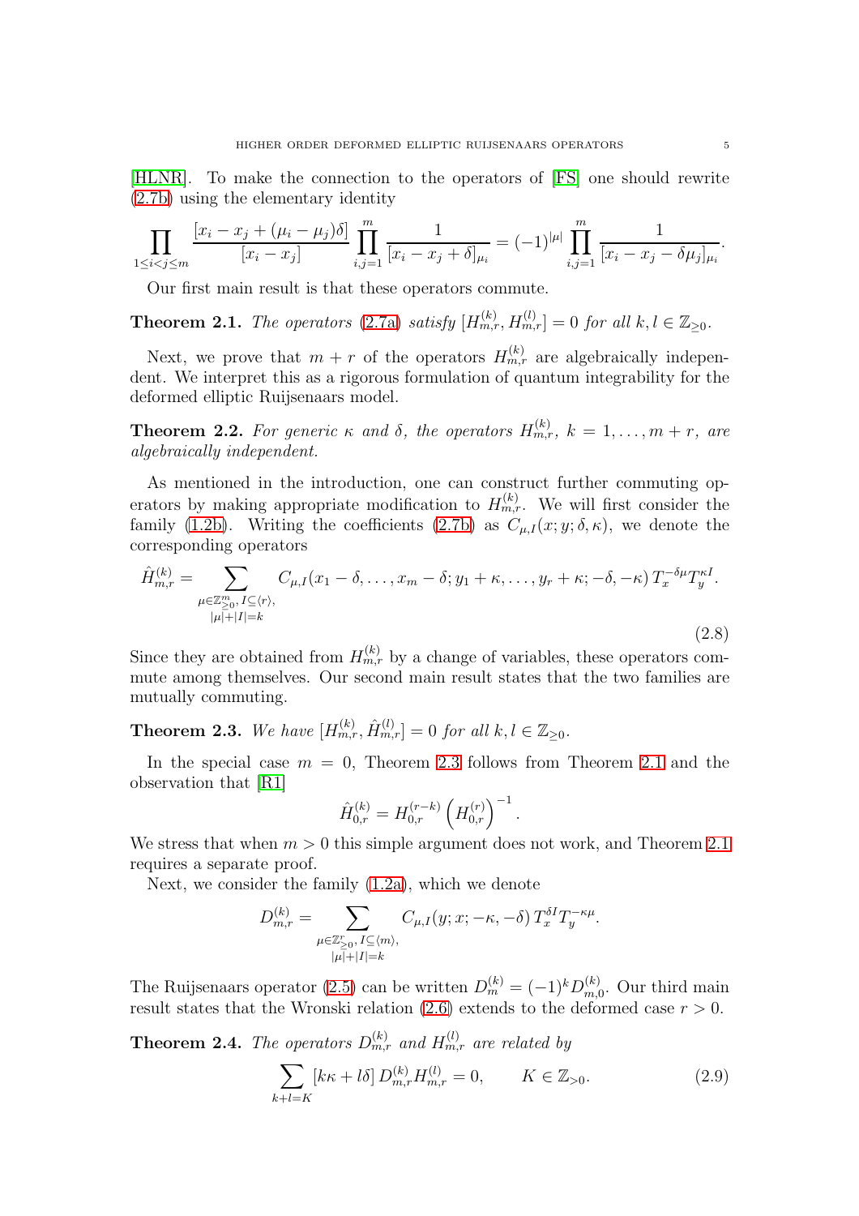[HLNR]. To make the connection to the operators of [FS] one should rewrite (2.7b) using the elementary identity

$$\prod_{1\leq i<j\leq m}\frac{[x_i-x_j+(\mu_i-\mu_j)\delta]}{[x_i-x_j]}\prod_{i,j=1}^{m}\frac{1}{[x_i-x_j+\delta]_{\mu_i}}=(-1)^{|\mu|}\prod_{i,j=1}^{m}\frac{1}{[x_i-x_j-\delta\mu_j]_{\mu_i}}.$$

Our first main result is that these operators commute.

**Theorem 2.1.** *The operators (2.7a) satisfy $[H_{m,r}^{(k)},H_{m,r}^{(l)}]=0$ for all $k,l\in\mathbb{Z}_{\geq 0}$.*

Next, we prove that $m+r$ of the operators $H_{m,r}^{(k)}$ are algebraically independent. We interpret this as a rigorous formulation of quantum integrability for the deformed elliptic Ruijsenaars model.

**Theorem 2.2.** *For generic $\kappa$ and $\delta$, the operators $H_{m,r}^{(k)}$, $k=1,\dots,m+r$, are algebraically independent.*

As mentioned in the introduction, one can construct further commuting operators by making appropriate modification to $H_{m,r}^{(k)}$. We will first consider the family (1.2b). Writing the coefficients (2.7b) as $C_{\mu,I}(x;y;\delta,\kappa)$, we denote the corresponding operators

$$\hat{H}_{m,r}^{(k)}=\sum_{\substack{\mu\in\mathbb{Z}_{\geq 0}^m,\,I\subseteq\langle r\rangle,\\|\mu|+|I|=k}}C_{\mu,I}(x_1-\delta,\dots,x_m-\delta;y_1+\kappa,\dots,y_r+\kappa;-\delta,-\kappa)\,T_x^{-\delta\mu}T_y^{\kappa I}. \tag{2.8}$$

Since they are obtained from $H_{m,r}^{(k)}$ by a change of variables, these operators commute among themselves. Our second main result states that the two families are mutually commuting.

**Theorem 2.3.** *We have $[H_{m,r}^{(k)},\hat{H}_{m,r}^{(l)}]=0$ for all $k,l\in\mathbb{Z}_{\geq 0}$.*

In the special case $m=0$, Theorem 2.3 follows from Theorem 2.1 and the observation that [R1]

$$\hat{H}_{0,r}^{(k)}=H_{0,r}^{(r-k)}\left(H_{0,r}^{(r)}\right)^{-1}.$$

We stress that when $m>0$ this simple argument does not work, and Theorem 2.1 requires a separate proof.

Next, we consider the family (1.2a), which we denote

$$D_{m,r}^{(k)}=\sum_{\substack{\mu\in\mathbb{Z}_{\geq 0}^r,\,I\subseteq\langle m\rangle,\\|\mu|+|I|=k}}C_{\mu,I}(y;x;-\kappa,-\delta)\,T_x^{\delta I}T_y^{-\kappa\mu}.$$

The Ruijsenaars operator (2.5) can be written $D_m^{(k)}=(-1)^kD_{m,0}^{(k)}$. Our third main result states that the Wronski relation (2.6) extends to the deformed case $r>0$.

**Theorem 2.4.** *The operators $D_{m,r}^{(k)}$ and $H_{m,r}^{(l)}$ are related by*

$$\sum_{k+l=K}[k\kappa+l\delta]\,D_{m,r}^{(k)}H_{m,r}^{(l)}=0,\qquad K\in\mathbb{Z}_{>0}. \tag{2.9}$$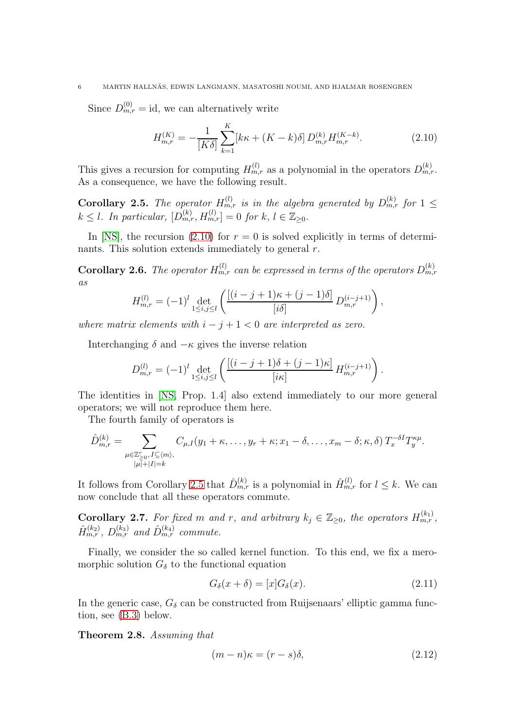Since $D^{(0)}_{m,r} = \mathrm{id}$, we can alternatively write

$$H^{(K)}_{m,r} = -\frac{1}{[K\delta]} \sum_{k=1}^{K} [k\kappa + (K-k)\delta]\, D^{(k)}_{m,r} H^{(K-k)}_{m,r}. \tag{2.10}$$

This gives a recursion for computing $H^{(l)}_{m,r}$ as a polynomial in the operators $D^{(k)}_{m,r}$. As a consequence, we have the following result.

**Corollary 2.5.** *The operator $H^{(l)}_{m,r}$ is in the algebra generated by $D^{(k)}_{m,r}$ for $1 \leq k \leq l$. In particular, $[D^{(k)}_{m,r}, H^{(l)}_{m,r}] = 0$ for $k, l \in \mathbb{Z}_{\geq 0}$.*

In [NS], the recursion (2.10) for $r = 0$ is solved explicitly in terms of determinants. This solution extends immediately to general $r$.

**Corollary 2.6.** *The operator $H^{(l)}_{m,r}$ can be expressed in terms of the operators $D^{(k)}_{m,r}$ as*

$$H^{(l)}_{m,r} = (-1)^l \det_{1 \leq i,j \leq l} \left( \frac{[(i-j+1)\kappa + (j-1)\delta]}{[i\delta]}\, D^{(i-j+1)}_{m,r} \right),$$

*where matrix elements with $i - j + 1 < 0$ are interpreted as zero.*

Interchanging $\delta$ and $-\kappa$ gives the inverse relation

$$D^{(l)}_{m,r} = (-1)^l \det_{1 \leq i,j \leq l} \left( \frac{[(i-j+1)\delta + (j-1)\kappa]}{[i\kappa]}\, H^{(i-j+1)}_{m,r} \right).$$

The identities in [NS, Prop. 1.4] also extend immediately to our more general operators; we will not reproduce them here.

The fourth family of operators is

$$\hat{D}^{(k)}_{m,r} = \sum_{\substack{\mu \in \mathbb{Z}^r_{\geq 0},\, I \subseteq \langle m \rangle, \\ |\mu| + |I| = k}} C_{\mu,I}(y_1 + \kappa, \dots, y_r + \kappa; x_1 - \delta, \dots, x_m - \delta; \kappa, \delta)\, T_x^{-\delta I} T_y^{\kappa\mu}.$$

It follows from Corollary 2.5 that $\hat{D}^{(k)}_{m,r}$ is a polynomial in $\hat{H}^{(l)}_{m,r}$ for $l \leq k$. We can now conclude that all these operators commute.

**Corollary 2.7.** *For fixed $m$ and $r$, and arbitrary $k_j \in \mathbb{Z}_{\geq 0}$, the operators $H^{(k_1)}_{m,r}$, $\hat{H}^{(k_2)}_{m,r}$, $D^{(k_3)}_{m,r}$ and $\hat{D}^{(k_4)}_{m,r}$ commute.*

Finally, we consider the so called kernel function. To this end, we fix a meromorphic solution $G_\delta$ to the functional equation

$$G_\delta(x + \delta) = [x] G_\delta(x). \tag{2.11}$$

In the generic case, $G_\delta$ can be constructed from Ruijsenaars' elliptic gamma function, see (B.3) below.

**Theorem 2.8.** *Assuming that*

$$(m - n)\kappa = (r - s)\delta, \tag{2.12}$$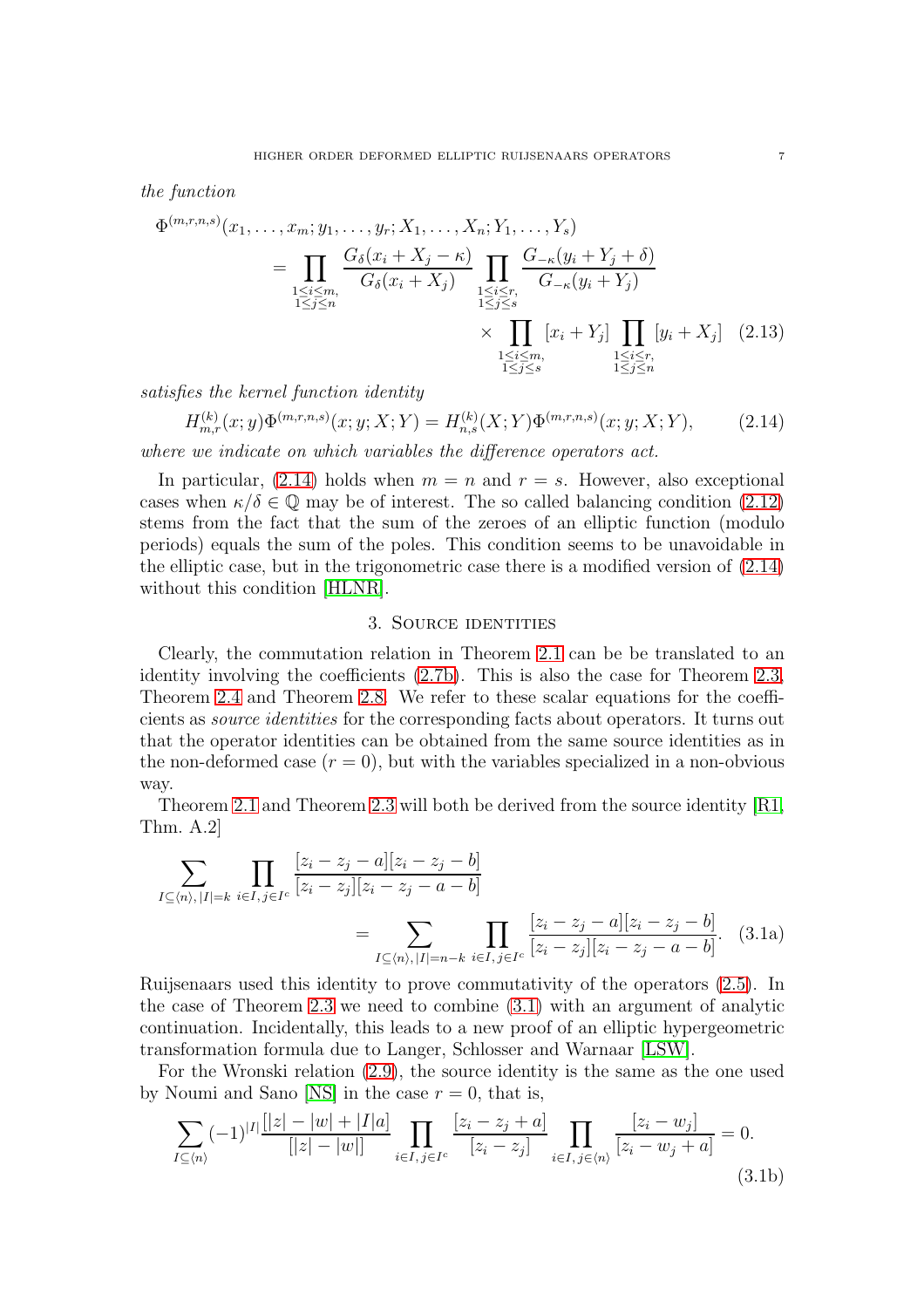*the function*

$$
\begin{aligned}
\Phi^{(m,r,n,s)}&(x_1,\dots,x_m;y_1,\dots,y_r;X_1,\dots,X_n;Y_1,\dots,Y_s)\\
&=\prod_{\substack{1\le i\le m,\\ 1\le j\le n}}\frac{G_\delta(x_i+X_j-\kappa)}{G_\delta(x_i+X_j)}\prod_{\substack{1\le i\le r,\\ 1\le j\le s}}\frac{G_{-\kappa}(y_i+Y_j+\delta)}{G_{-\kappa}(y_i+Y_j)}\\
&\qquad\qquad\times\prod_{\substack{1\le i\le m,\\ 1\le j\le s}}[x_i+Y_j]\prod_{\substack{1\le i\le r,\\ 1\le j\le n}}[y_i+X_j] \qquad (2.13)
\end{aligned}
$$

*satisfies the kernel function identity*

$$
H_{m,r}^{(k)}(x;y)\Phi^{(m,r,n,s)}(x;y;X;Y)=H_{n,s}^{(k)}(X;Y)\Phi^{(m,r,n,s)}(x;y;X;Y), \qquad (2.14)
$$

*where we indicate on which variables the difference operators act.*

In particular, (2.14) holds when $m=n$ and $r=s$. However, also exceptional cases when $\kappa/\delta\in\mathbb{Q}$ may be of interest. The so called balancing condition (2.12) stems from the fact that the sum of the zeroes of an elliptic function (modulo periods) equals the sum of the poles. This condition seems to be unavoidable in the elliptic case, but in the trigonometric case there is a modified version of (2.14) without this condition [HLNR].

## 3. Source identities

Clearly, the commutation relation in Theorem 2.1 can be be translated to an identity involving the coefficients (2.7b). This is also the case for Theorem 2.3, Theorem 2.4 and Theorem 2.8. We refer to these scalar equations for the coefficients as *source identities* for the corresponding facts about operators. It turns out that the operator identities can be obtained from the same source identities as in the non-deformed case ($r=0$), but with the variables specialized in a non-obvious way.

Theorem 2.1 and Theorem 2.3 will both be derived from the source identity [R1, Thm. A.2]

$$
\begin{aligned}
\sum_{I\subseteq\langle n\rangle,\,|I|=k}\ \prod_{i\in I,\,j\in I^c}&\frac{[z_i-z_j-a][z_i-z_j-b]}{[z_i-z_j][z_i-z_j-a-b]}\\
&=\sum_{I\subseteq\langle n\rangle,\,|I|=n-k}\ \prod_{i\in I,\,j\in I^c}\frac{[z_i-z_j-a][z_i-z_j-b]}{[z_i-z_j][z_i-z_j-a-b]}. \qquad (3.1a)
\end{aligned}
$$

Ruijsenaars used this identity to prove commutativity of the operators (2.5). In the case of Theorem 2.3 we need to combine (3.1) with an argument of analytic continuation. Incidentally, this leads to a new proof of an elliptic hypergeometric transformation formula due to Langer, Schlosser and Warnaar [LSW].

For the Wronski relation (2.9), the source identity is the same as the one used by Noumi and Sano [NS] in the case $r=0$, that is,

$$
\sum_{I\subseteq\langle n\rangle}(-1)^{|I|}\frac{[|z|-|w|+|I|a]}{[|z|-|w|]}\prod_{i\in I,\,j\in I^c}\frac{[z_i-z_j+a]}{[z_i-z_j]}\prod_{i\in I,\,j\in\langle n\rangle}\frac{[z_i-w_j]}{[z_i-w_j+a]}=0. \qquad (3.1b)
$$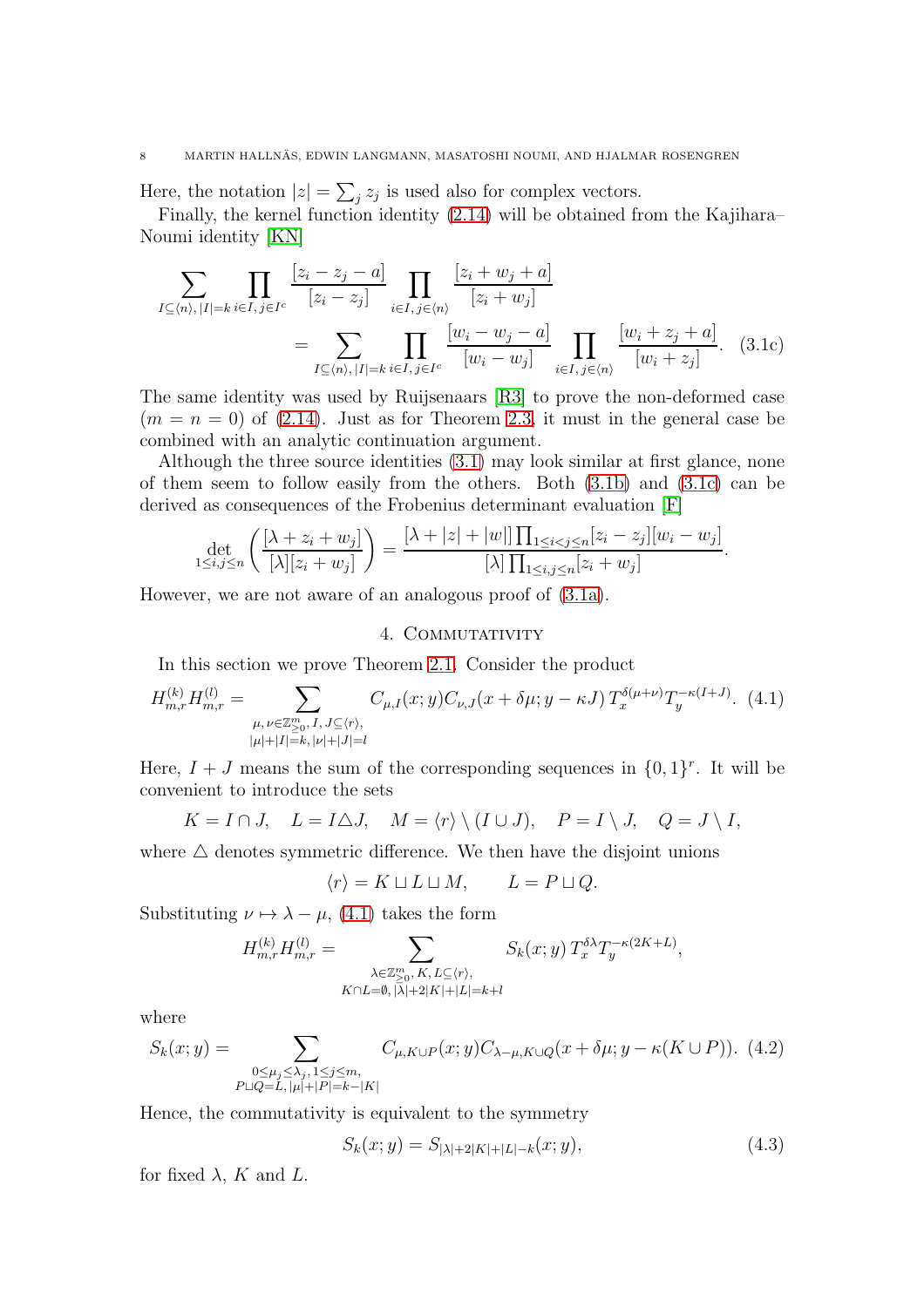Here, the notation $|z|=\sum_j z_j$ is used also for complex vectors.

Finally, the kernel function identity (2.14) will be obtained from the Kajihara–Noumi identity [KN]

$$\sum_{I\subseteq\langle n\rangle,|I|=k}\prod_{i\in I,j\in I^c}\frac{[z_i-z_j-a]}{[z_i-z_j]}\prod_{i\in I,\,j\in\langle n\rangle}\frac{[z_i+w_j+a]}{[z_i+w_j]}$$
$$=\sum_{I\subseteq\langle n\rangle,|I|=k}\prod_{i\in I,j\in I^c}\frac{[w_i-w_j-a]}{[w_i-w_j]}\prod_{i\in I,\,j\in\langle n\rangle}\frac{[w_i+z_j+a]}{[w_i+z_j]}. \tag{3.1c}$$

The same identity was used by Ruijsenaars [R3] to prove the non-deformed case ($m=n=0$) of (2.14). Just as for Theorem 2.3, it must in the general case be combined with an analytic continuation argument.

Although the three source identities (3.1) may look similar at first glance, none of them seem to follow easily from the others. Both (3.1b) and (3.1c) can be derived as consequences of the Frobenius determinant evaluation [F]

$$\det_{1\leq i,j\leq n}\left(\frac{[\lambda+z_i+w_j]}{[\lambda][z_i+w_j]}\right)=\frac{[\lambda+|z|+|w|]\prod_{1\leq i<j\leq n}[z_i-z_j][w_i-w_j]}{[\lambda]\prod_{1\leq i,j\leq n}[z_i+w_j]}.$$

However, we are not aware of an analogous proof of (3.1a).

## 4. Commutativity

In this section we prove Theorem 2.1. Consider the product

$$H_{m,r}^{(k)}H_{m,r}^{(l)}=\sum_{\substack{\mu,\,\nu\in\mathbb{Z}_{\geq0}^m,\,I,\,J\subseteq\langle r\rangle,\\|\mu|+|I|=k,\,|\nu|+|J|=l}}C_{\mu,I}(x;y)C_{\nu,J}(x+\delta\mu;y-\kappa J)\,T_x^{\delta(\mu+\nu)}T_y^{-\kappa(I+J)}. \tag{4.1}$$

Here, $I+J$ means the sum of the corresponding sequences in $\{0,1\}^r$. It will be convenient to introduce the sets

$$K=I\cap J,\quad L=I\triangle J,\quad M=\langle r\rangle\setminus(I\cup J),\quad P=I\setminus J,\quad Q=J\setminus I,$$

where $\triangle$ denotes symmetric difference. We then have the disjoint unions

$$\langle r\rangle=K\sqcup L\sqcup M,\qquad L=P\sqcup Q.$$

Substituting $\nu\mapsto\lambda-\mu$, (4.1) takes the form

$$H_{m,r}^{(k)}H_{m,r}^{(l)}=\sum_{\substack{\lambda\in\mathbb{Z}_{\geq0}^m,\,K,\,L\subseteq\langle r\rangle,\\K\cap L=\emptyset,\,|\lambda|+2|K|+|L|=k+l}}S_k(x;y)\,T_x^{\delta\lambda}T_y^{-\kappa(2K+L)},$$

where

$$S_k(x;y)=\sum_{\substack{0\leq\mu_j\leq\lambda_j,\,1\leq j\leq m,\\P\sqcup Q=L,\,|\mu|+|P|=k-|K|}}C_{\mu,K\cup P}(x;y)C_{\lambda-\mu,K\cup Q}(x+\delta\mu;y-\kappa(K\cup P)). \tag{4.2}$$

Hence, the commutativity is equivalent to the symmetry

$$S_k(x;y)=S_{|\lambda|+2|K|+|L|-k}(x;y), \tag{4.3}$$

for fixed $\lambda$, $K$ and $L$.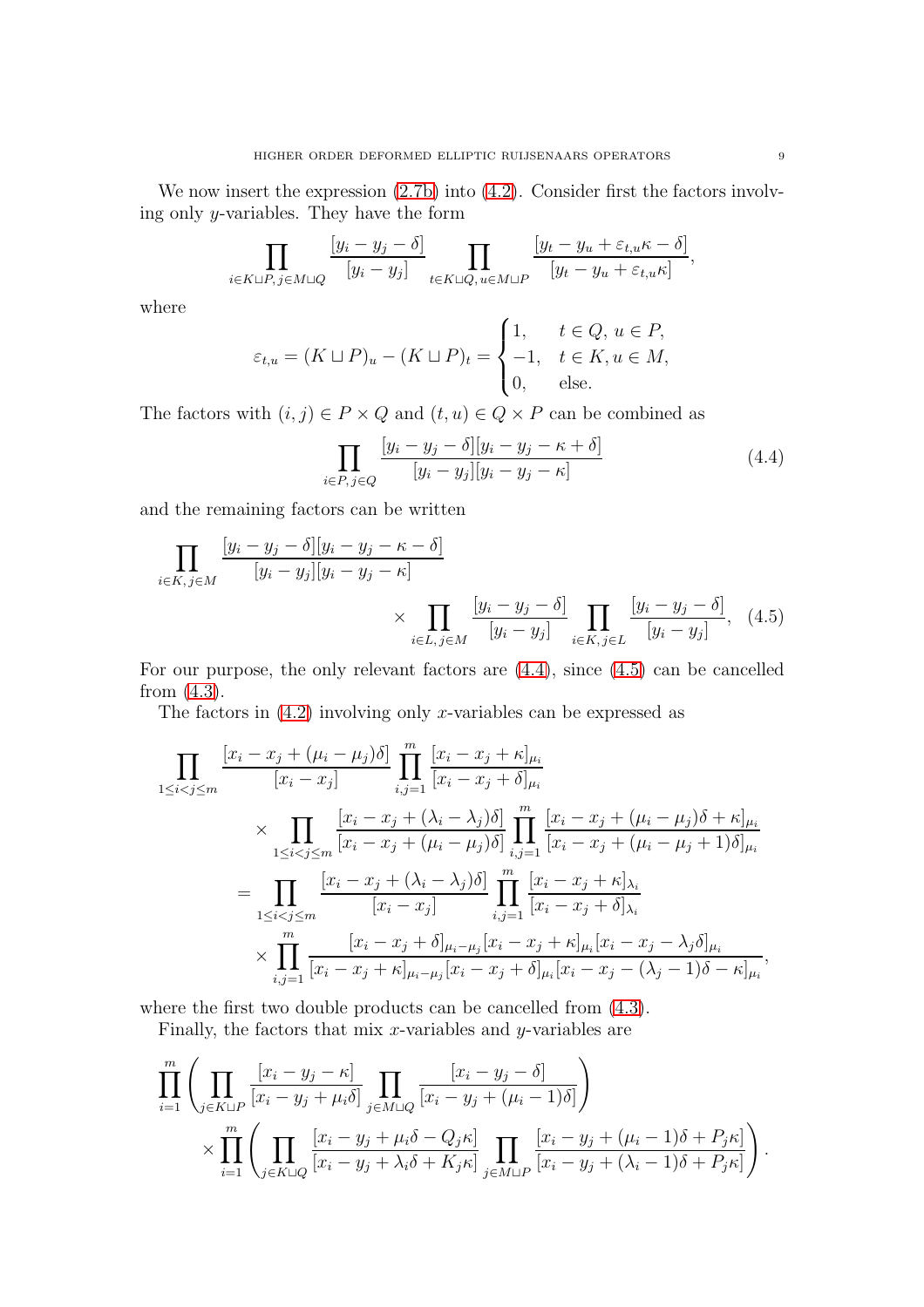We now insert the expression (2.7b) into (4.2). Consider first the factors involving only $y$-variables. They have the form

$$\prod_{i\in K\sqcup P,\, j\in M\sqcup Q}\frac{[y_i-y_j-\delta]}{[y_i-y_j]}\prod_{t\in K\sqcup Q,\, u\in M\sqcup P}\frac{[y_t-y_u+\varepsilon_{t,u}\kappa-\delta]}{[y_t-y_u+\varepsilon_{t,u}\kappa]},$$

where

$$\varepsilon_{t,u}=(K\sqcup P)_u-(K\sqcup P)_t=\begin{cases}1, & t\in Q,\, u\in P,\\ -1, & t\in K, u\in M,\\ 0, & \text{else.}\end{cases}$$

The factors with $(i,j)\in P\times Q$ and $(t,u)\in Q\times P$ can be combined as

$$\prod_{i\in P,\, j\in Q}\frac{[y_i-y_j-\delta][y_i-y_j-\kappa+\delta]}{[y_i-y_j][y_i-y_j-\kappa]}\tag{4.4}$$

and the remaining factors can be written

$$\prod_{i\in K,\, j\in M}\frac{[y_i-y_j-\delta][y_i-y_j-\kappa-\delta]}{[y_i-y_j][y_i-y_j-\kappa]}\times\prod_{i\in L,\, j\in M}\frac{[y_i-y_j-\delta]}{[y_i-y_j]}\prod_{i\in K,\, j\in L}\frac{[y_i-y_j-\delta]}{[y_i-y_j]},\tag{4.5}$$

For our purpose, the only relevant factors are (4.4), since (4.5) can be cancelled from (4.3).

The factors in (4.2) involving only $x$-variables can be expressed as

$$\begin{aligned}
&\prod_{1\le i<j\le m}\frac{[x_i-x_j+(\mu_i-\mu_j)\delta]}{[x_i-x_j]}\prod_{i,j=1}^{m}\frac{[x_i-x_j+\kappa]_{\mu_i}}{[x_i-x_j+\delta]_{\mu_i}}\\
&\qquad\times\prod_{1\le i<j\le m}\frac{[x_i-x_j+(\lambda_i-\lambda_j)\delta]}{[x_i-x_j+(\mu_i-\mu_j)\delta]}\prod_{i,j=1}^{m}\frac{[x_i-x_j+(\mu_i-\mu_j)\delta+\kappa]_{\mu_i}}{[x_i-x_j+(\mu_i-\mu_j+1)\delta]_{\mu_i}}\\
&\quad=\prod_{1\le i<j\le m}\frac{[x_i-x_j+(\lambda_i-\lambda_j)\delta]}{[x_i-x_j]}\prod_{i,j=1}^{m}\frac{[x_i-x_j+\kappa]_{\lambda_i}}{[x_i-x_j+\delta]_{\lambda_i}}\\
&\qquad\times\prod_{i,j=1}^{m}\frac{[x_i-x_j+\delta]_{\mu_i-\mu_j}[x_i-x_j+\kappa]_{\mu_i}[x_i-x_j-\lambda_j\delta]_{\mu_i}}{[x_i-x_j+\kappa]_{\mu_i-\mu_j}[x_i-x_j+\delta]_{\mu_i}[x_i-x_j-(\lambda_j-1)\delta-\kappa]_{\mu_i}},
\end{aligned}$$

where the first two double products can be cancelled from (4.3).

Finally, the factors that mix $x$-variables and $y$-variables are

$$\begin{aligned}
&\prod_{i=1}^{m}\left(\prod_{j\in K\sqcup P}\frac{[x_i-y_j-\kappa]}{[x_i-y_j+\mu_i\delta]}\prod_{j\in M\sqcup Q}\frac{[x_i-y_j-\delta]}{[x_i-y_j+(\mu_i-1)\delta]}\right)\\
&\qquad\times\prod_{i=1}^{m}\left(\prod_{j\in K\sqcup Q}\frac{[x_i-y_j+\mu_i\delta-Q_j\kappa]}{[x_i-y_j+\lambda_i\delta+K_j\kappa]}\prod_{j\in M\sqcup P}\frac{[x_i-y_j+(\mu_i-1)\delta+P_j\kappa]}{[x_i-y_j+(\lambda_i-1)\delta+P_j\kappa]}\right).
\end{aligned}$$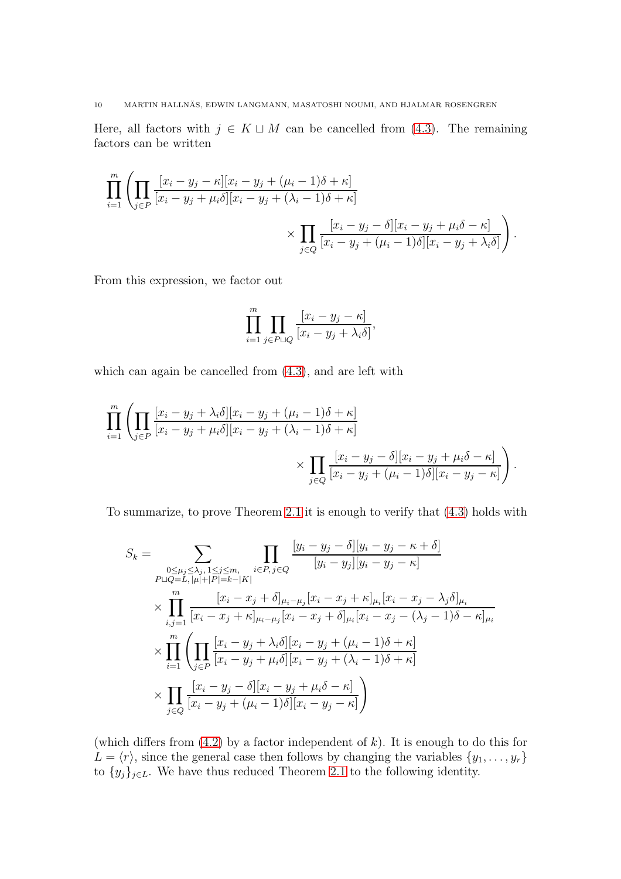Here, all factors with $j \in K \sqcup M$ can be cancelled from (4.3). The remaining factors can be written

$$\prod_{i=1}^{m} \left( \prod_{j \in P} \frac{[x_i - y_j - \kappa][x_i - y_j + (\mu_i - 1)\delta + \kappa]}{[x_i - y_j + \mu_i\delta][x_i - y_j + (\lambda_i - 1)\delta + \kappa]} \right.$$
$$\left. \times \prod_{j \in Q} \frac{[x_i - y_j - \delta][x_i - y_j + \mu_i\delta - \kappa]}{[x_i - y_j + (\mu_i - 1)\delta][x_i - y_j + \lambda_i\delta]} \right).$$

From this expression, we factor out

$$\prod_{i=1}^{m} \prod_{j \in P \sqcup Q} \frac{[x_i - y_j - \kappa]}{[x_i - y_j + \lambda_i\delta]},$$

which can again be cancelled from (4.3), and are left with

$$\prod_{i=1}^{m} \left( \prod_{j \in P} \frac{[x_i - y_j + \lambda_i\delta][x_i - y_j + (\mu_i - 1)\delta + \kappa]}{[x_i - y_j + \mu_i\delta][x_i - y_j + (\lambda_i - 1)\delta + \kappa]} \right.$$
$$\left. \times \prod_{j \in Q} \frac{[x_i - y_j - \delta][x_i - y_j + \mu_i\delta - \kappa]}{[x_i - y_j + (\mu_i - 1)\delta][x_i - y_j - \kappa]} \right).$$

To summarize, to prove Theorem 2.1 it is enough to verify that (4.3) holds with

$$\begin{aligned}
S_k = &\sum_{\substack{0 \le \mu_j \le \lambda_j,\, 1 \le j \le m, \\ P \sqcup Q = L,\, |\mu| + |P| = k - |K|}} \prod_{i \in P,\, j \in Q} \frac{[y_i - y_j - \delta][y_i - y_j - \kappa + \delta]}{[y_i - y_j][y_i - y_j - \kappa]} \\
&\times \prod_{i,j=1}^{m} \frac{[x_i - x_j + \delta]_{\mu_i - \mu_j}[x_i - x_j + \kappa]_{\mu_i}[x_i - x_j - \lambda_j\delta]_{\mu_i}}{[x_i - x_j + \kappa]_{\mu_i - \mu_j}[x_i - x_j + \delta]_{\mu_i}[x_i - x_j - (\lambda_j - 1)\delta - \kappa]_{\mu_i}} \\
&\times \prod_{i=1}^{m} \left( \prod_{j \in P} \frac{[x_i - y_j + \lambda_i\delta][x_i - y_j + (\mu_i - 1)\delta + \kappa]}{[x_i - y_j + \mu_i\delta][x_i - y_j + (\lambda_i - 1)\delta + \kappa]} \right. \\
&\left. \times \prod_{j \in Q} \frac{[x_i - y_j - \delta][x_i - y_j + \mu_i\delta - \kappa]}{[x_i - y_j + (\mu_i - 1)\delta][x_i - y_j - \kappa]} \right)
\end{aligned}$$

(which differs from (4.2) by a factor independent of $k$). It is enough to do this for $L = \langle r \rangle$, since the general case then follows by changing the variables $\{y_1, \ldots, y_r\}$ to $\{y_j\}_{j \in L}$. We have thus reduced Theorem 2.1 to the following identity.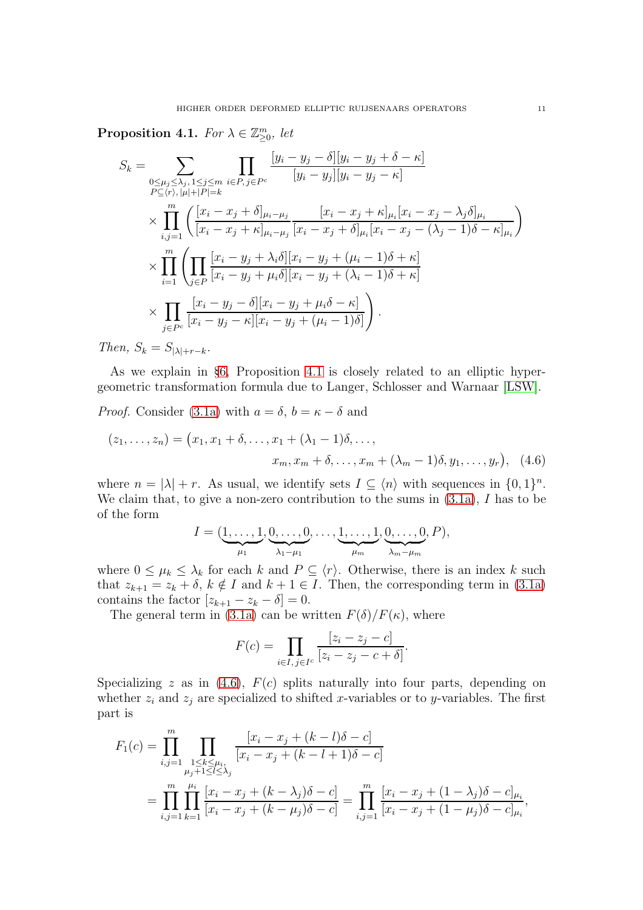**Proposition 4.1.** *For $\lambda \in \mathbb{Z}_{\geq 0}^m$, let*

$$
\begin{aligned}
S_k = \sum_{\substack{0\leq \mu_j \leq \lambda_j,\, 1\leq j\leq m\\ P\subseteq \langle r\rangle,\, |\mu|+|P|=k}} &\prod_{i\in P,\, j\in P^c} \frac{[y_i - y_j - \delta][y_i - y_j + \delta - \kappa]}{[y_i - y_j][y_i - y_j - \kappa]}\\
&\times \prod_{i,j=1}^m \left( \frac{[x_i - x_j + \delta]_{\mu_i - \mu_j}}{[x_i - x_j + \kappa]_{\mu_i - \mu_j}} \frac{[x_i - x_j + \kappa]_{\mu_i}[x_i - x_j - \lambda_j \delta]_{\mu_i}}{[x_i - x_j + \delta]_{\mu_i}[x_i - x_j - (\lambda_j - 1)\delta - \kappa]_{\mu_i}} \right)\\
&\times \prod_{i=1}^m \left( \prod_{j\in P} \frac{[x_i - y_j + \lambda_i \delta][x_i - y_j + (\mu_i - 1)\delta + \kappa]}{[x_i - y_j + \mu_i \delta][x_i - y_j + (\lambda_i - 1)\delta + \kappa]} \right.\\
&\times \left. \prod_{j\in P^c} \frac{[x_i - y_j - \delta][x_i - y_j + \mu_i \delta - \kappa]}{[x_i - y_j - \kappa][x_i - y_j + (\mu_i - 1)\delta]} \right).
\end{aligned}
$$

*Then, $S_k = S_{|\lambda|+r-k}$.*

As we explain in §6, Proposition 4.1 is closely related to an elliptic hypergeometric transformation formula due to Langer, Schlosser and Warnaar [LSW].

*Proof.* Consider (3.1a) with $a = \delta$, $b = \kappa - \delta$ and

$$
\begin{aligned}
(z_1, \dots, z_n) = \big(&x_1, x_1 + \delta, \dots, x_1 + (\lambda_1 - 1)\delta, \dots,\\
&x_m, x_m + \delta, \dots, x_m + (\lambda_m - 1)\delta, y_1, \dots, y_r\big), \quad (4.6)
\end{aligned}
$$

where $n = |\lambda| + r$. As usual, we identify sets $I \subseteq \langle n\rangle$ with sequences in $\{0,1\}^n$. We claim that, to give a non-zero contribution to the sums in (3.1a), $I$ has to be of the form

$$
I = (\underbrace{1,\dots,1}_{\mu_1}, \underbrace{0,\dots,0}_{\lambda_1 - \mu_1}, \dots, \underbrace{1,\dots,1}_{\mu_m}, \underbrace{0,\dots,0}_{\lambda_m - \mu_m}, P),
$$

where $0 \leq \mu_k \leq \lambda_k$ for each $k$ and $P \subseteq \langle r\rangle$. Otherwise, there is an index $k$ such that $z_{k+1} = z_k + \delta$, $k \notin I$ and $k+1 \in I$. Then, the corresponding term in (3.1a) contains the factor $[z_{k+1} - z_k - \delta] = 0$.

The general term in (3.1a) can be written $F(\delta)/F(\kappa)$, where

$$
F(c) = \prod_{i\in I,\, j\in I^c} \frac{[z_i - z_j - c]}{[z_i - z_j - c + \delta]}.
$$

Specializing $z$ as in (4.6), $F(c)$ splits naturally into four parts, depending on whether $z_i$ and $z_j$ are specialized to shifted $x$-variables or to $y$-variables. The first part is

$$
\begin{aligned}
F_1(c) &= \prod_{i,j=1}^m \prod_{\substack{1\leq k\leq \mu_i,\\ \mu_j+1\leq l\leq \lambda_j}} \frac{[x_i - x_j + (k-l)\delta - c]}{[x_i - x_j + (k - l + 1)\delta - c]}\\
&= \prod_{i,j=1}^m \prod_{k=1}^{\mu_i} \frac{[x_i - x_j + (k - \lambda_j)\delta - c]}{[x_i - x_j + (k - \mu_j)\delta - c]} = \prod_{i,j=1}^m \frac{[x_i - x_j + (1 - \lambda_j)\delta - c]_{\mu_i}}{[x_i - x_j + (1 - \mu_j)\delta - c]_{\mu_i}},
\end{aligned}
$$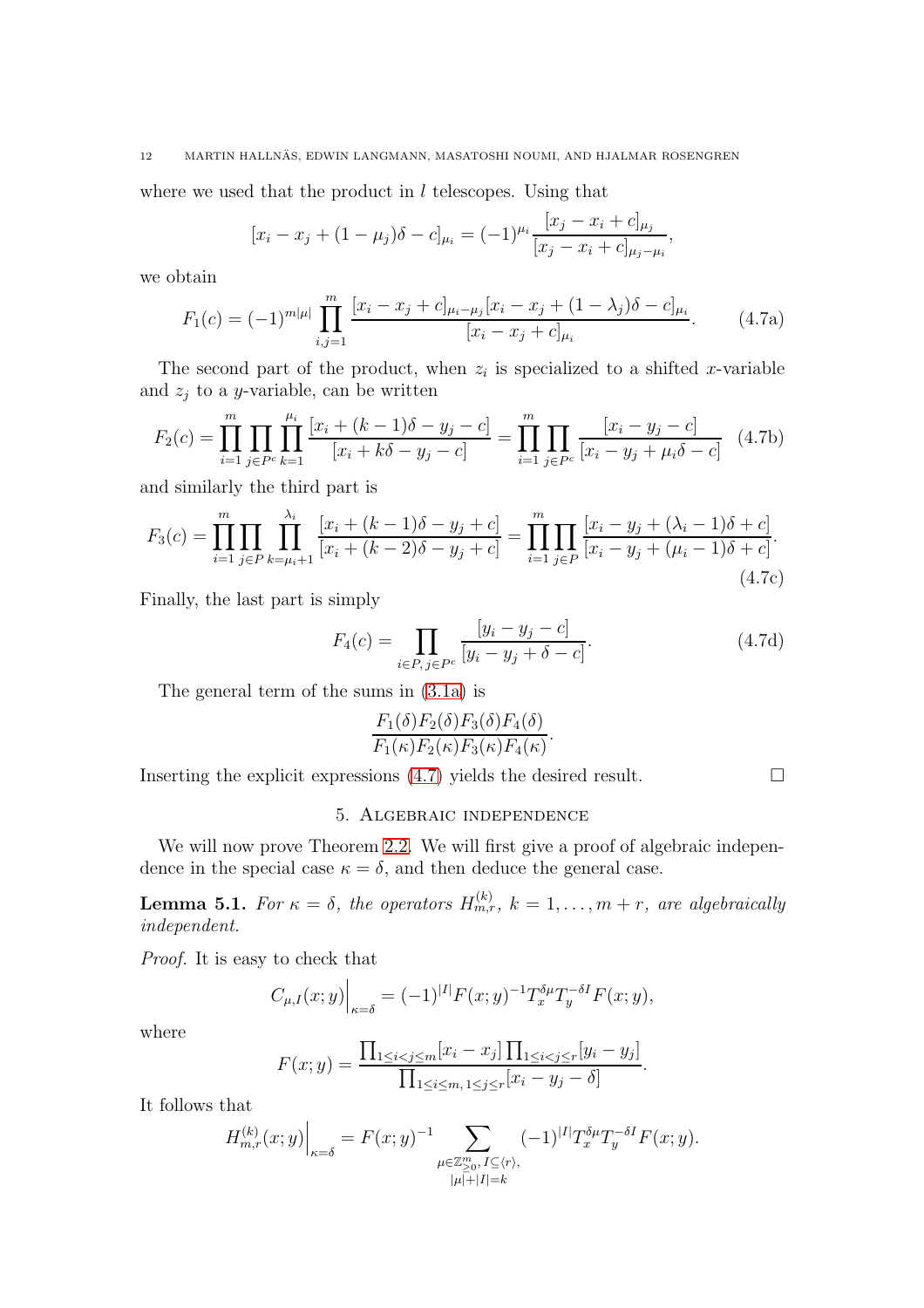where we used that the product in $l$ telescopes. Using that

$$[x_i - x_j + (1-\mu_j)\delta - c]_{\mu_i} = (-1)^{\mu_i} \frac{[x_j - x_i + c]_{\mu_j}}{[x_j - x_i + c]_{\mu_j - \mu_i}},$$

we obtain

$$F_1(c) = (-1)^{m|\mu|} \prod_{i,j=1}^{m} \frac{[x_i - x_j + c]_{\mu_i - \mu_j} [x_i - x_j + (1-\lambda_j)\delta - c]_{\mu_i}}{[x_i - x_j + c]_{\mu_i}}. \tag{4.7a}$$

The second part of the product, when $z_i$ is specialized to a shifted $x$-variable and $z_j$ to a $y$-variable, can be written

$$F_2(c) = \prod_{i=1}^{m} \prod_{j \in P^c} \prod_{k=1}^{\mu_i} \frac{[x_i + (k-1)\delta - y_j - c]}{[x_i + k\delta - y_j - c]} = \prod_{i=1}^{m} \prod_{j \in P^c} \frac{[x_i - y_j - c]}{[x_i - y_j + \mu_i \delta - c]} \tag{4.7b}$$

and similarly the third part is

$$F_3(c) = \prod_{i=1}^{m} \prod_{j \in P} \prod_{k=\mu_i+1}^{\lambda_i} \frac{[x_i + (k-1)\delta - y_j + c]}{[x_i + (k-2)\delta - y_j + c]} = \prod_{i=1}^{m} \prod_{j \in P} \frac{[x_i - y_j + (\lambda_i - 1)\delta + c]}{[x_i - y_j + (\mu_i - 1)\delta + c]}. \tag{4.7c}$$

Finally, the last part is simply

$$F_4(c) = \prod_{i \in P,\, j \in P^c} \frac{[y_i - y_j - c]}{[y_i - y_j + \delta - c]}. \tag{4.7d}$$

The general term of the sums in (3.1a) is

$$\frac{F_1(\delta) F_2(\delta) F_3(\delta) F_4(\delta)}{F_1(\kappa) F_2(\kappa) F_3(\kappa) F_4(\kappa)}.$$

Inserting the explicit expressions (4.7) yields the desired result. $\square$

## 5. Algebraic independence

We will now prove Theorem 2.2. We will first give a proof of algebraic independence in the special case $\kappa = \delta$, and then deduce the general case.

**Lemma 5.1.** *For $\kappa = \delta$, the operators $H_{m,r}^{(k)}$, $k = 1, \ldots, m+r$, are algebraically independent.*

*Proof.* It is easy to check that

$$C_{\mu,I}(x;y)\Big|_{\kappa=\delta} = (-1)^{|I|} F(x;y)^{-1} T_x^{\delta\mu} T_y^{-\delta I} F(x;y),$$

where

$$F(x;y) = \frac{\prod_{1 \le i < j \le m} [x_i - x_j] \prod_{1 \le i < j \le r} [y_i - y_j]}{\prod_{1 \le i \le m,\, 1 \le j \le r} [x_i - y_j - \delta]}.$$

It follows that

$$H_{m,r}^{(k)}(x;y)\Big|_{\kappa=\delta} = F(x;y)^{-1} \sum_{\substack{\mu \in \mathbb{Z}_{\ge 0}^m,\, I \subseteq \langle r \rangle, \\ |\mu| + |I| = k}} (-1)^{|I|} T_x^{\delta\mu} T_y^{-\delta I} F(x;y).$$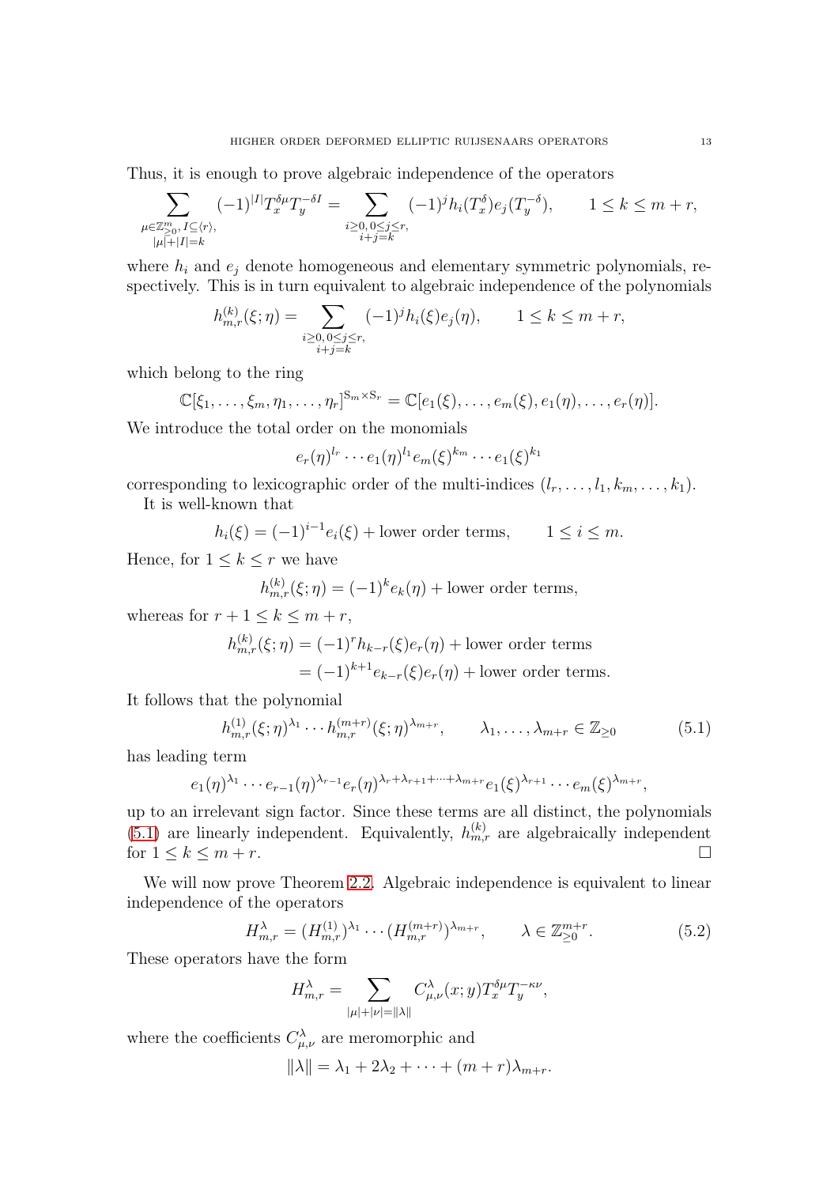Thus, it is enough to prove algebraic independence of the operators

$$\sum_{\substack{\mu\in\mathbb{Z}_{\geq 0}^m,\, I\subseteq\langle r\rangle,\\ |\mu|+|I|=k}} (-1)^{|I|} T_x^{\delta\mu} T_y^{-\delta I} = \sum_{\substack{i\geq 0,\, 0\leq j\leq r,\\ i+j=k}} (-1)^j h_i(T_x^{\delta}) e_j(T_y^{-\delta}), \qquad 1\leq k\leq m+r,$$

where $h_i$ and $e_j$ denote homogeneous and elementary symmetric polynomials, respectively. This is in turn equivalent to algebraic independence of the polynomials

$$h_{m,r}^{(k)}(\xi;\eta) = \sum_{\substack{i\geq 0,\, 0\leq j\leq r,\\ i+j=k}} (-1)^j h_i(\xi) e_j(\eta), \qquad 1\leq k\leq m+r,$$

which belong to the ring

$$\mathbb{C}[\xi_1,\dots,\xi_m,\eta_1,\dots,\eta_r]^{\mathrm{S}_m\times\mathrm{S}_r} = \mathbb{C}[e_1(\xi),\dots,e_m(\xi),e_1(\eta),\dots,e_r(\eta)].$$

We introduce the total order on the monomials

$$e_r(\eta)^{l_r}\cdots e_1(\eta)^{l_1} e_m(\xi)^{k_m}\cdots e_1(\xi)^{k_1}$$

corresponding to lexicographic order of the multi-indices $(l_r,\dots,l_1,k_m,\dots,k_1)$.

It is well-known that

$$h_i(\xi) = (-1)^{i-1} e_i(\xi) + \text{lower order terms}, \qquad 1\leq i\leq m.$$

Hence, for $1\leq k\leq r$ we have

$$h_{m,r}^{(k)}(\xi;\eta) = (-1)^k e_k(\eta) + \text{lower order terms},$$

whereas for $r+1\leq k\leq m+r$,

$$\begin{aligned} h_{m,r}^{(k)}(\xi;\eta) &= (-1)^r h_{k-r}(\xi) e_r(\eta) + \text{lower order terms} \\ &= (-1)^{k+1} e_{k-r}(\xi) e_r(\eta) + \text{lower order terms}. \end{aligned}$$

It follows that the polynomial

$$h_{m,r}^{(1)}(\xi;\eta)^{\lambda_1}\cdots h_{m,r}^{(m+r)}(\xi;\eta)^{\lambda_{m+r}}, \qquad \lambda_1,\dots,\lambda_{m+r}\in\mathbb{Z}_{\geq 0} \tag{5.1}$$

has leading term

$$e_1(\eta)^{\lambda_1}\cdots e_{r-1}(\eta)^{\lambda_{r-1}} e_r(\eta)^{\lambda_r+\lambda_{r+1}+\cdots+\lambda_{m+r}} e_1(\xi)^{\lambda_{r+1}}\cdots e_m(\xi)^{\lambda_{m+r}},$$

up to an irrelevant sign factor. Since these terms are all distinct, the polynomials (5.1) are linearly independent. Equivalently, $h_{m,r}^{(k)}$ are algebraically independent for $1\leq k\leq m+r$. $\square$

We will now prove Theorem 2.2. Algebraic independence is equivalent to linear independence of the operators

$$H_{m,r}^{\lambda} = (H_{m,r}^{(1)})^{\lambda_1}\cdots(H_{m,r}^{(m+r)})^{\lambda_{m+r}}, \qquad \lambda\in\mathbb{Z}_{\geq 0}^{m+r}. \tag{5.2}$$

These operators have the form

$$H_{m,r}^{\lambda} = \sum_{|\mu|+|\nu|=\|\lambda\|} C_{\mu,\nu}^{\lambda}(x;y) T_x^{\delta\mu} T_y^{-\kappa\nu},$$

where the coefficients $C_{\mu,\nu}^{\lambda}$ are meromorphic and

$$\|\lambda\| = \lambda_1 + 2\lambda_2 + \cdots + (m+r)\lambda_{m+r}.$$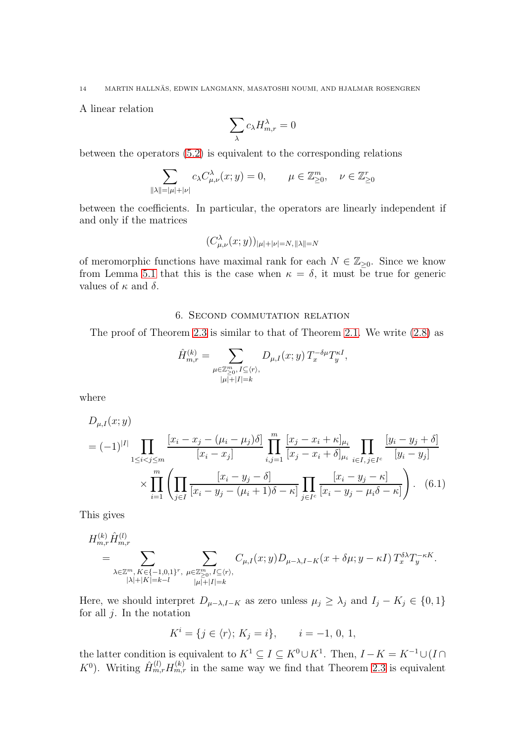A linear relation

$$\sum_\lambda c_\lambda H^\lambda_{m,r}=0$$

between the operators (5.2) is equivalent to the corresponding relations

$$\sum_{\|\lambda\|=|\mu|+|\nu|} c_\lambda C^\lambda_{\mu,\nu}(x;y)=0,\qquad \mu\in\mathbb{Z}^m_{\geq 0},\quad \nu\in\mathbb{Z}^r_{\geq 0}$$

between the coefficients. In particular, the operators are linearly independent if and only if the matrices

$$(C^\lambda_{\mu,\nu}(x;y))_{|\mu|+|\nu|=N,\|\lambda\|=N}$$

of meromorphic functions have maximal rank for each $N\in\mathbb{Z}_{\geq 0}$. Since we know from Lemma 5.1 that this is the case when $\kappa=\delta$, it must be true for generic values of $\kappa$ and $\delta$.

## 6. Second commutation relation

The proof of Theorem 2.3 is similar to that of Theorem 2.1. We write (2.8) as

$$\hat{H}^{(k)}_{m,r}=\sum_{\substack{\mu\in\mathbb{Z}^m_{\geq 0},\, I\subseteq\langle r\rangle,\\ |\mu|+|I|=k}} D_{\mu,I}(x;y)\,T_x^{-\delta\mu}T_y^{\kappa I},$$

where

$$\begin{aligned}
&D_{\mu,I}(x;y)\\
&=(-1)^{|I|}\prod_{1\leq i<j\leq m}\frac{[x_i-x_j-(\mu_i-\mu_j)\delta]}{[x_i-x_j]}\prod_{i,j=1}^m\frac{[x_j-x_i+\kappa]_{\mu_i}}{[x_j-x_i+\delta]_{\mu_i}}\prod_{i\in I,\,j\in I^c}\frac{[y_i-y_j+\delta]}{[y_i-y_j]}\\
&\quad\times\prod_{i=1}^m\left(\prod_{j\in I}\frac{[x_i-y_j-\delta]}{[x_i-y_j-(\mu_i+1)\delta-\kappa]}\prod_{j\in I^c}\frac{[x_i-y_j-\kappa]}{[x_i-y_j-\mu_i\delta-\kappa]}\right).
\end{aligned}\tag{6.1}$$

This gives

$$\begin{aligned}
&H^{(k)}_{m,r}\hat{H}^{(l)}_{m,r}\\
&\quad=\sum_{\substack{\lambda\in\mathbb{Z}^m,\,K\in\{-1,0,1\}^r,\\ |\lambda|+|K|=k-l}}\ \sum_{\substack{\mu\in\mathbb{Z}^m_{\geq 0},\,I\subseteq\langle r\rangle,\\ |\mu|+|I|=k}} C_{\mu,I}(x;y)D_{\mu-\lambda,I-K}(x+\delta\mu;y-\kappa I)\,T_x^{\delta\lambda}T_y^{-\kappa K}.
\end{aligned}$$

Here, we should interpret $D_{\mu-\lambda,I-K}$ as zero unless $\mu_j\geq\lambda_j$ and $I_j-K_j\in\{0,1\}$ for all $j$. In the notation

$$K^i=\{j\in\langle r\rangle;\,K_j=i\},\qquad i=-1,\,0,\,1,$$

the latter condition is equivalent to $K^1\subseteq I\subseteq K^0\cup K^1$. Then, $I-K=K^{-1}\cup(I\cap K^0)$. Writing $\hat{H}^{(l)}_{m,r}H^{(k)}_{m,r}$ in the same way we find that Theorem 2.3 is equivalent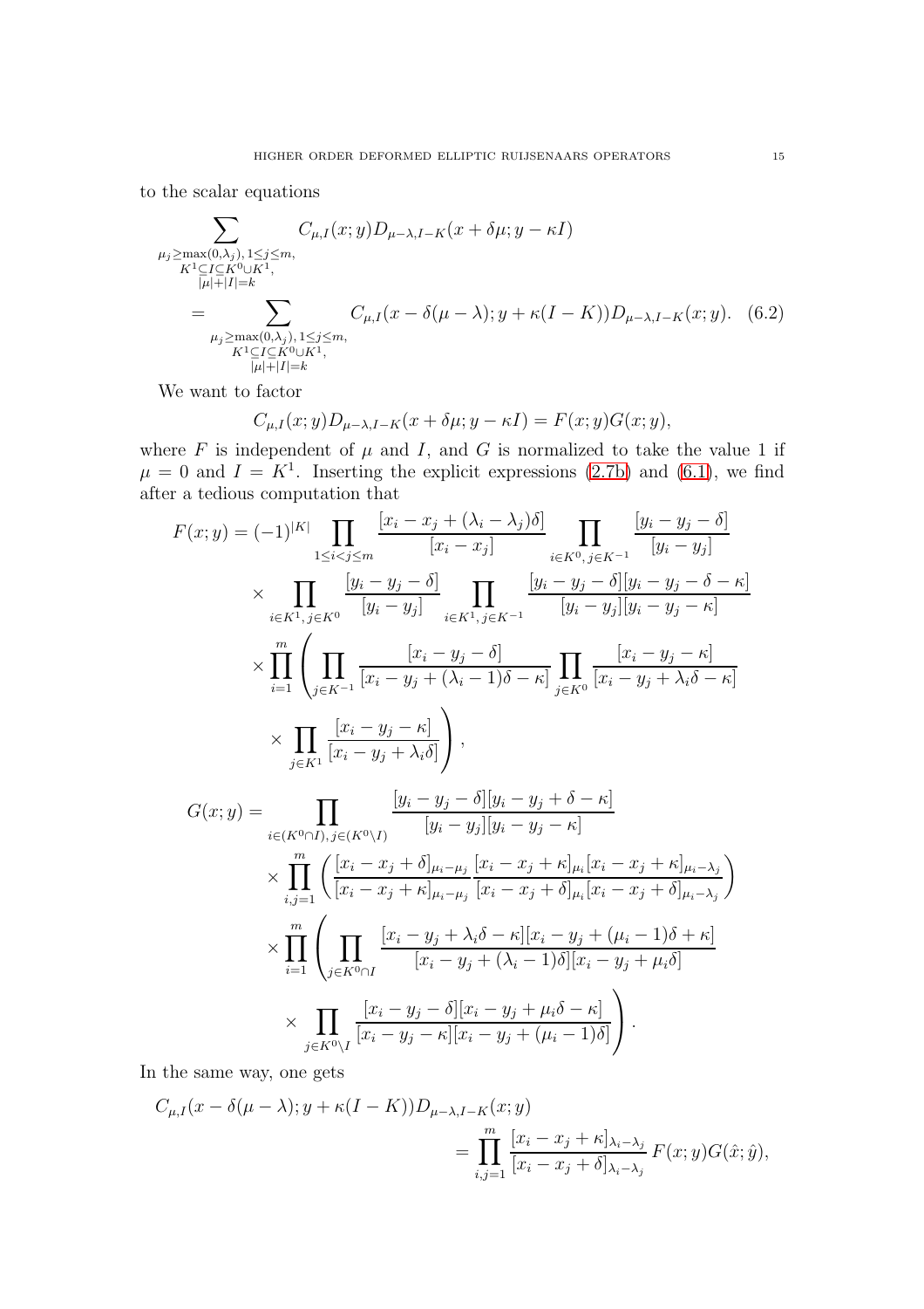to the scalar equations

$$
\begin{aligned}
&\sum_{\substack{\mu_j \geq \max(0,\lambda_j),\, 1\leq j\leq m,\\ K^1\subseteq I\subseteq K^0\cup K^1,\\ |\mu|+|I|=k}} C_{\mu,I}(x;y) D_{\mu-\lambda,I-K}(x+\delta\mu; y-\kappa I)\\
&\quad = \sum_{\substack{\mu_j \geq \max(0,\lambda_j),\, 1\leq j\leq m,\\ K^1\subseteq I\subseteq K^0\cup K^1,\\ |\mu|+|I|=k}} C_{\mu,I}(x-\delta(\mu-\lambda); y+\kappa(I-K)) D_{\mu-\lambda,I-K}(x;y). \quad (6.2)
\end{aligned}
$$

We want to factor

$$
C_{\mu,I}(x;y) D_{\mu-\lambda,I-K}(x+\delta\mu; y-\kappa I) = F(x;y)G(x;y),
$$

where $F$ is independent of $\mu$ and $I$, and $G$ is normalized to take the value 1 if $\mu = 0$ and $I = K^1$. Inserting the explicit expressions (2.7b) and (6.1), we find after a tedious computation that

$$
\begin{aligned}
F(x;y) = (-1)^{|K|} &\prod_{1\leq i<j\leq m} \frac{[x_i - x_j + (\lambda_i - \lambda_j)\delta]}{[x_i - x_j]} \prod_{i\in K^0,\, j\in K^{-1}} \frac{[y_i - y_j - \delta]}{[y_i - y_j]}\\
&\times \prod_{i\in K^1,\, j\in K^0} \frac{[y_i - y_j - \delta]}{[y_i - y_j]} \prod_{i\in K^1,\, j\in K^{-1}} \frac{[y_i - y_j - \delta][y_i - y_j - \delta - \kappa]}{[y_i - y_j][y_i - y_j - \kappa]}\\
&\times \prod_{i=1}^m \left( \prod_{j\in K^{-1}} \frac{[x_i - y_j - \delta]}{[x_i - y_j + (\lambda_i - 1)\delta - \kappa]} \prod_{j\in K^0} \frac{[x_i - y_j - \kappa]}{[x_i - y_j + \lambda_i\delta - \kappa]} \right.\\
&\left. \times \prod_{j\in K^1} \frac{[x_i - y_j - \kappa]}{[x_i - y_j + \lambda_i\delta]} \right),
\end{aligned}
$$

$$
\begin{aligned}
G(x;y) = &\prod_{i\in(K^0\cap I),\, j\in(K^0\setminus I)} \frac{[y_i - y_j - \delta][y_i - y_j + \delta - \kappa]}{[y_i - y_j][y_i - y_j - \kappa]}\\
&\times \prod_{i,j=1}^m \left( \frac{[x_i - x_j + \delta]_{\mu_i - \mu_j}}{[x_i - x_j + \kappa]_{\mu_i - \mu_j}} \frac{[x_i - x_j + \kappa]_{\mu_i}[x_i - x_j + \kappa]_{\mu_i - \lambda_j}}{[x_i - x_j + \delta]_{\mu_i}[x_i - x_j + \delta]_{\mu_i - \lambda_j}} \right)\\
&\times \prod_{i=1}^m \left( \prod_{j\in K^0\cap I} \frac{[x_i - y_j + \lambda_i\delta - \kappa][x_i - y_j + (\mu_i - 1)\delta + \kappa]}{[x_i - y_j + (\lambda_i - 1)\delta][x_i - y_j + \mu_i\delta]} \right.\\
&\left. \times \prod_{j\in K^0\setminus I} \frac{[x_i - y_j - \delta][x_i - y_j + \mu_i\delta - \kappa]}{[x_i - y_j - \kappa][x_i - y_j + (\mu_i - 1)\delta]} \right).
\end{aligned}
$$

In the same way, one gets

$$
\begin{aligned}
C_{\mu,I}(x-\delta(\mu-\lambda); y+\kappa(I-K)) &D_{\mu-\lambda,I-K}(x;y)\\
&= \prod_{i,j=1}^m \frac{[x_i - x_j + \kappa]_{\lambda_i - \lambda_j}}{[x_i - x_j + \delta]_{\lambda_i - \lambda_j}} F(x;y)G(\hat{x};\hat{y}),
\end{aligned}
$$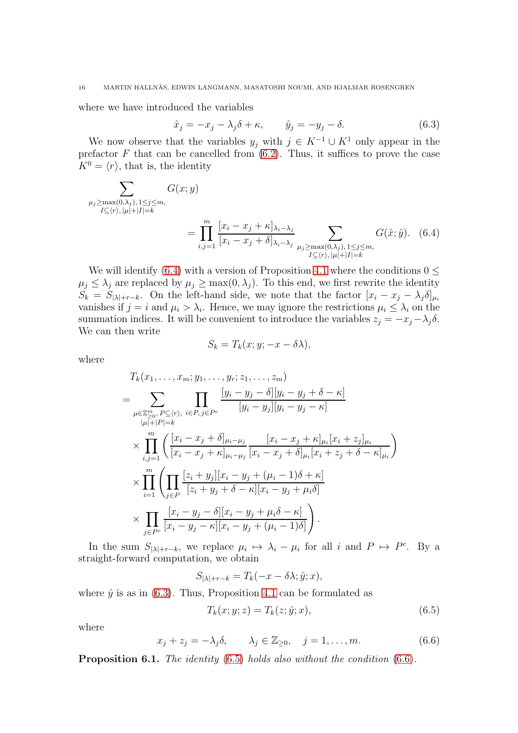where we have introduced the variables

$$\hat{x}_j = -x_j - \lambda_j\delta + \kappa, \qquad \hat{y}_j = -y_j - \delta. \tag{6.3}$$

We now observe that the variables $y_j$ with $j \in K^{-1} \cup K^1$ only appear in the prefactor $F$ that can be cancelled from (6.2). Thus, it suffices to prove the case $K^0 = \langle r \rangle$, that is, the identity

$$\sum_{\substack{\mu_j \geq \max(0,\lambda_j),\, 1\leq j\leq m,\\ I\subseteq\langle r\rangle,\, |\mu|+|I|=k}} G(x;y) = \prod_{i,j=1}^m \frac{[x_i - x_j + \kappa]_{\lambda_i-\lambda_j}}{[x_i - x_j + \delta]_{\lambda_i-\lambda_j}} \sum_{\substack{\mu_j \geq \max(0,\lambda_j),\, 1\leq j\leq m,\\ I\subseteq\langle r\rangle,\, |\mu|+|I|=k}} G(\hat{x};\hat{y}). \tag{6.4}$$

We will identify (6.4) with a version of Proposition 4.1 where the conditions $0 \leq \mu_j \leq \lambda_j$ are replaced by $\mu_j \geq \max(0,\lambda_j)$. To this end, we first rewrite the identity $S_k = S_{|\lambda|+r-k}$. On the left-hand side, we note that the factor $[x_i - x_j - \lambda_j\delta]_{\mu_i}$ vanishes if $j = i$ and $\mu_i > \lambda_i$. Hence, we may ignore the restrictions $\mu_i \leq \lambda_i$ on the summation indices. It will be convenient to introduce the variables $z_j = -x_j - \lambda_j\delta$. We can then write

$$S_k = T_k(x; y; -x - \delta\lambda),$$

where

$$\begin{aligned}
&T_k(x_1,\dots,x_m; y_1,\dots,y_r; z_1,\dots,z_m)\\
&= \sum_{\substack{\mu\in\mathbb{Z}_{\geq 0}^m,\, P\subseteq\langle r\rangle,\\ |\mu|+|P|=k}} \prod_{i\in P,\, j\in P^c} \frac{[y_i - y_j - \delta][y_i - y_j + \delta - \kappa]}{[y_i - y_j][y_i - y_j - \kappa]}\\
&\quad\times \prod_{i,j=1}^m \left( \frac{[x_i - x_j + \delta]_{\mu_i-\mu_j}}{[x_i - x_j + \kappa]_{\mu_i-\mu_j}} \frac{[x_i - x_j + \kappa]_{\mu_i}[x_i + z_j]_{\mu_i}}{[x_i - x_j + \delta]_{\mu_i}[x_i + z_j + \delta - \kappa]_{\mu_i}} \right)\\
&\quad\times \prod_{i=1}^m \left( \prod_{j\in P} \frac{[z_i + y_j][x_i - y_j + (\mu_i - 1)\delta + \kappa]}{[z_i + y_j + \delta - \kappa][x_i - y_j + \mu_i\delta]}\right.\\
&\quad\times \left.\prod_{j\in P^c} \frac{[x_i - y_j - \delta][x_i - y_j + \mu_i\delta - \kappa]}{[x_i - y_j - \kappa][x_i - y_j + (\mu_i - 1)\delta]} \right).
\end{aligned}$$

In the sum $S_{|\lambda|+r-k}$, we replace $\mu_i \mapsto \lambda_i - \mu_i$ for all $i$ and $P \mapsto P^c$. By a straight-forward computation, we obtain

$$S_{|\lambda|+r-k} = T_k(-x - \delta\lambda; \hat{y}; x),$$

where $\hat{y}$ is as in (6.3). Thus, Proposition 4.1 can be formulated as

$$T_k(x; y; z) = T_k(z; \hat{y}; x), \tag{6.5}$$

where

$$x_j + z_j = -\lambda_j\delta, \qquad \lambda_j \in \mathbb{Z}_{\geq 0}, \quad j = 1,\dots,m. \tag{6.6}$$

**Proposition 6.1.** *The identity* (6.5) *holds also without the condition* (6.6).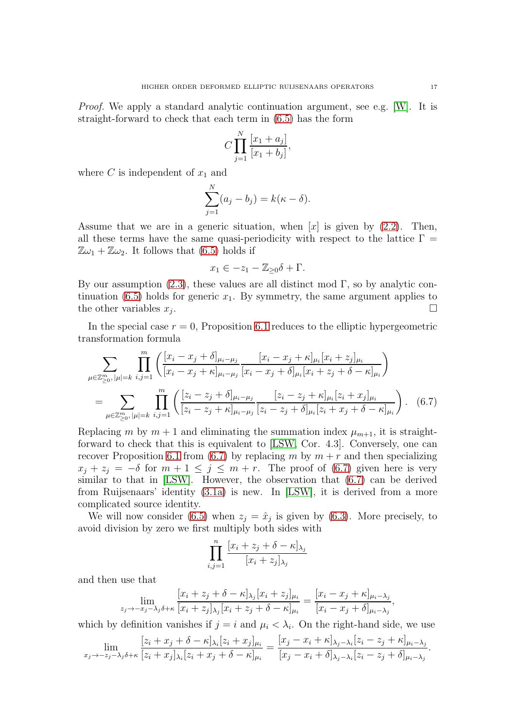*Proof.* We apply a standard analytic continuation argument, see e.g. [W]. It is straight-forward to check that each term in (6.5) has the form

$$C\prod_{j=1}^{N}\frac{[x_1+a_j]}{[x_1+b_j]},$$

where $C$ is independent of $x_1$ and

$$\sum_{j=1}^{N}(a_j-b_j)=k(\kappa-\delta).$$

Assume that we are in a generic situation, when $[x]$ is given by (2.2). Then, all these terms have the same quasi-periodicity with respect to the lattice $\Gamma=\mathbb{Z}\omega_1+\mathbb{Z}\omega_2$. It follows that (6.5) holds if

$$x_1\in -z_1-\mathbb{Z}_{\geq 0}\delta+\Gamma.$$

By our assumption (2.3), these values are all distinct mod $\Gamma$, so by analytic continuation (6.5) holds for generic $x_1$. By symmetry, the same argument applies to the other variables $x_j$. $\square$

In the special case $r=0$, Proposition 6.1 reduces to the elliptic hypergeometric transformation formula

$$\begin{aligned}\sum_{\mu\in\mathbb{Z}^m_{\geq 0},\,|\mu|=k}\prod_{i,j=1}^{m}&\left(\frac{[x_i-x_j+\delta]_{\mu_i-\mu_j}}{[x_i-x_j+\kappa]_{\mu_i-\mu_j}}\frac{[x_i-x_j+\kappa]_{\mu_i}[x_i+z_j]_{\mu_i}}{[x_i-x_j+\delta]_{\mu_i}[x_i+z_j+\delta-\kappa]_{\mu_i}}\right)\\ &=\sum_{\mu\in\mathbb{Z}^m_{\geq 0},\,|\mu|=k}\prod_{i,j=1}^{m}\left(\frac{[z_i-z_j+\delta]_{\mu_i-\mu_j}}{[z_i-z_j+\kappa]_{\mu_i-\mu_j}}\frac{[z_i-z_j+\kappa]_{\mu_i}[z_i+x_j]_{\mu_i}}{[z_i-z_j+\delta]_{\mu_i}[z_i+x_j+\delta-\kappa]_{\mu_i}}\right).\end{aligned}\tag{6.7}$$

Replacing $m$ by $m+1$ and eliminating the summation index $\mu_{m+1}$, it is straight-forward to check that this is equivalent to [LSW, Cor. 4.3]. Conversely, one can recover Proposition 6.1 from (6.7) by replacing $m$ by $m+r$ and then specializing $x_j+z_j=-\delta$ for $m+1\leq j\leq m+r$. The proof of (6.7) given here is very similar to that in [LSW]. However, the observation that (6.7) can be derived from Ruijsenaars' identity (3.1a) is new. In [LSW], it is derived from a more complicated source identity.

We will now consider (6.5) when $z_j=\hat{x}_j$ is given by (6.3). More precisely, to avoid division by zero we first multiply both sides with

$$\prod_{i,j=1}^{n}\frac{[x_i+z_j+\delta-\kappa]_{\lambda_j}}{[x_i+z_j]_{\lambda_j}}$$

and then use that

$$\lim_{z_j\to -x_j-\lambda_j\delta+\kappa}\frac{[x_i+z_j+\delta-\kappa]_{\lambda_j}[x_i+z_j]_{\mu_i}}{[x_i+z_j]_{\lambda_j}[x_i+z_j+\delta-\kappa]_{\mu_i}}=\frac{[x_i-x_j+\kappa]_{\mu_i-\lambda_j}}{[x_i-x_j+\delta]_{\mu_i-\lambda_j}},$$

which by definition vanishes if $j=i$ and $\mu_i<\lambda_i$. On the right-hand side, we use

$$\lim_{x_j\to -z_j-\lambda_j\delta+\kappa}\frac{[z_i+x_j+\delta-\kappa]_{\lambda_i}[z_i+x_j]_{\mu_i}}{[z_i+x_j]_{\lambda_i}[z_i+x_j+\delta-\kappa]_{\mu_i}}=\frac{[x_j-x_i+\kappa]_{\lambda_j-\lambda_i}[z_i-z_j+\kappa]_{\mu_i-\lambda_j}}{[x_j-x_i+\delta]_{\lambda_j-\lambda_i}[z_i-z_j+\delta]_{\mu_i-\lambda_j}}.$$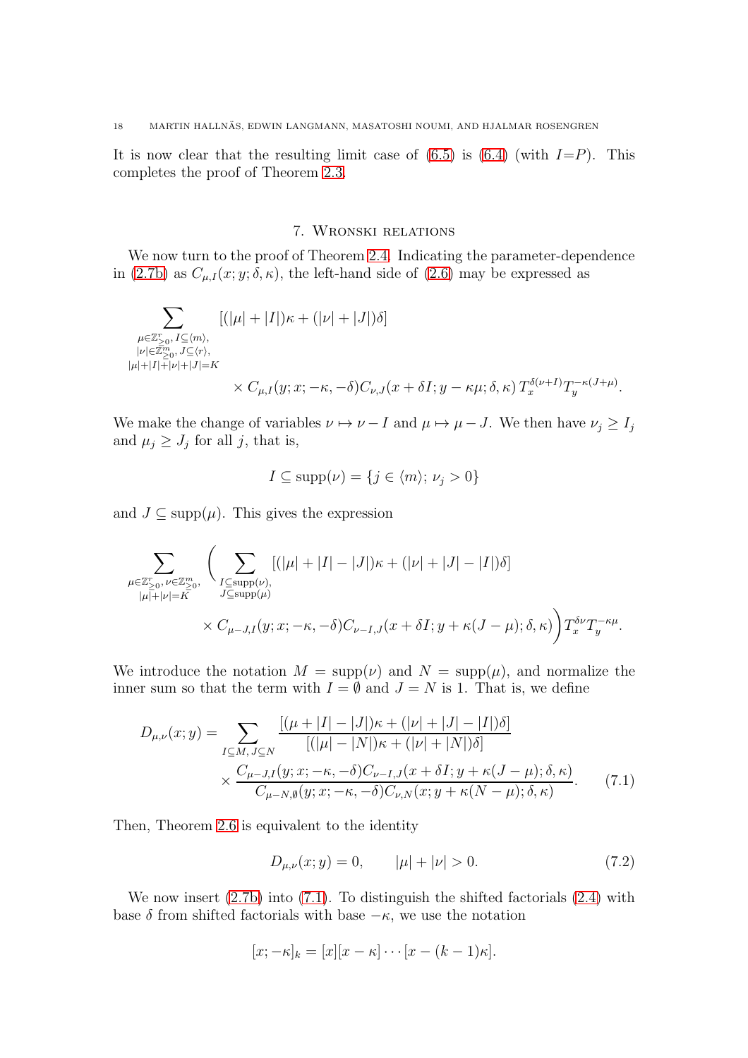It is now clear that the resulting limit case of (6.5) is (6.4) (with $I{=}P$). This completes the proof of Theorem 2.3.

## 7. Wronski relations

We now turn to the proof of Theorem 2.4. Indicating the parameter-dependence in (2.7b) as $C_{\mu,I}(x;y;\delta,\kappa)$, the left-hand side of (2.6) may be expressed as

$$\sum_{\substack{\mu\in\mathbb{Z}^r_{\geq 0},\, I\subseteq\langle m\rangle,\\ |\nu|\in\mathbb{Z}^m_{\geq 0},\, J\subseteq\langle r\rangle,\\ |\mu|+|I|+|\nu|+|J|=K}} [(|\mu|+|I|)\kappa+(|\nu|+|J|)\delta] \\ \times C_{\mu,I}(y;x;-\kappa,-\delta)C_{\nu,J}(x+\delta I;y-\kappa\mu;\delta,\kappa)\, T_x^{\delta(\nu+I)}T_y^{-\kappa(J+\mu)}.$$

We make the change of variables $\nu\mapsto\nu-I$ and $\mu\mapsto\mu-J$. We then have $\nu_j\geq I_j$ and $\mu_j\geq J_j$ for all $j$, that is,

$$I\subseteq\mathrm{supp}(\nu)=\{j\in\langle m\rangle;\ \nu_j>0\}$$

and $J\subseteq\mathrm{supp}(\mu)$. This gives the expression

$$\sum_{\substack{\mu\in\mathbb{Z}^r_{\geq 0},\,\nu\in\mathbb{Z}^m_{\geq 0},\\ |\mu|+|\nu|=K}}\Bigg(\sum_{\substack{I\subseteq\mathrm{supp}(\nu),\\ J\subseteq\mathrm{supp}(\mu)}}[(|\mu|+|I|-|J|)\kappa+(|\nu|+|J|-|I|)\delta] \\ \times C_{\mu-J,I}(y;x;-\kappa,-\delta)C_{\nu-I,J}(x+\delta I;y+\kappa(J-\mu);\delta,\kappa)\Bigg)T_x^{\delta\nu}T_y^{-\kappa\mu}.$$

We introduce the notation $M=\mathrm{supp}(\nu)$ and $N=\mathrm{supp}(\mu)$, and normalize the inner sum so that the term with $I=\emptyset$ and $J=N$ is 1. That is, we define

$$D_{\mu,\nu}(x;y)=\sum_{I\subseteq M,\,J\subseteq N}\frac{[(\mu+|I|-|J|)\kappa+(|\nu|+|J|-|I|)\delta]}{[(|\mu|-|N|)\kappa+(|\nu|+|N|)\delta]} \\ \times\frac{C_{\mu-J,I}(y;x;-\kappa,-\delta)C_{\nu-I,J}(x+\delta I;y+\kappa(J-\mu);\delta,\kappa)}{C_{\mu-N,\emptyset}(y;x;-\kappa,-\delta)C_{\nu,N}(x;y+\kappa(N-\mu);\delta,\kappa)}. \tag{7.1}$$

Then, Theorem 2.6 is equivalent to the identity

$$D_{\mu,\nu}(x;y)=0,\qquad |\mu|+|\nu|>0. \tag{7.2}$$

We now insert (2.7b) into (7.1). To distinguish the shifted factorials (2.4) with base $\delta$ from shifted factorials with base $-\kappa$, we use the notation

$$[x;-\kappa]_k=[x][x-\kappa]\cdots[x-(k-1)\kappa].$$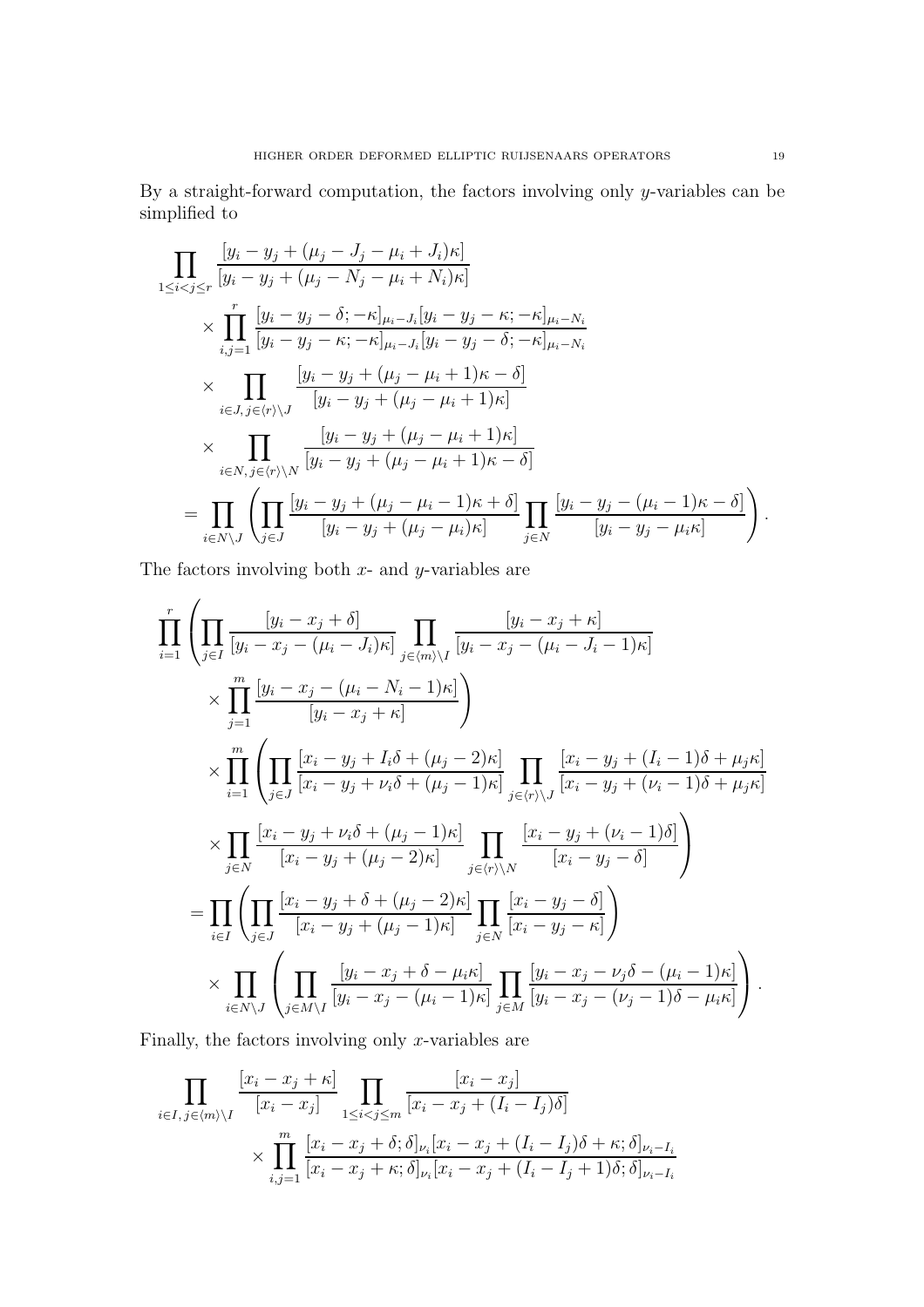By a straight-forward computation, the factors involving only $y$-variables can be simplified to

$$
\begin{aligned}
&\prod_{1\leq i<j\leq r}\frac{[y_i-y_j+(\mu_j-J_j-\mu_i+J_i)\kappa]}{[y_i-y_j+(\mu_j-N_j-\mu_i+N_i)\kappa]}\\
&\qquad\times\prod_{i,j=1}^{r}\frac{[y_i-y_j-\delta;-\kappa]_{\mu_i-J_i}[y_i-y_j-\kappa;-\kappa]_{\mu_i-N_i}}{[y_i-y_j-\kappa;-\kappa]_{\mu_i-J_i}[y_i-y_j-\delta;-\kappa]_{\mu_i-N_i}}\\
&\qquad\times\prod_{i\in J,\,j\in\langle r\rangle\setminus J}\frac{[y_i-y_j+(\mu_j-\mu_i+1)\kappa-\delta]}{[y_i-y_j+(\mu_j-\mu_i+1)\kappa]}\\
&\qquad\times\prod_{i\in N,\,j\in\langle r\rangle\setminus N}\frac{[y_i-y_j+(\mu_j-\mu_i+1)\kappa]}{[y_i-y_j+(\mu_j-\mu_i+1)\kappa-\delta]}\\
&=\prod_{i\in N\setminus J}\left(\prod_{j\in J}\frac{[y_i-y_j+(\mu_j-\mu_i-1)\kappa+\delta]}{[y_i-y_j+(\mu_j-\mu_i)\kappa]}\prod_{j\in N}\frac{[y_i-y_j-(\mu_i-1)\kappa-\delta]}{[y_i-y_j-\mu_i\kappa]}\right).
\end{aligned}
$$

The factors involving both $x$- and $y$-variables are

$$
\begin{aligned}
&\prod_{i=1}^{r}\left(\prod_{j\in I}\frac{[y_i-x_j+\delta]}{[y_i-x_j-(\mu_i-J_i)\kappa]}\prod_{j\in\langle m\rangle\setminus I}\frac{[y_i-x_j+\kappa]}{[y_i-x_j-(\mu_i-J_i-1)\kappa]}\right.\\
&\qquad\left.\times\prod_{j=1}^{m}\frac{[y_i-x_j-(\mu_i-N_i-1)\kappa]}{[y_i-x_j+\kappa]}\right)\\
&\qquad\times\prod_{i=1}^{m}\left(\prod_{j\in J}\frac{[x_i-y_j+I_i\delta+(\mu_j-2)\kappa]}{[x_i-y_j+\nu_i\delta+(\mu_j-1)\kappa]}\prod_{j\in\langle r\rangle\setminus J}\frac{[x_i-y_j+(I_i-1)\delta+\mu_j\kappa]}{[x_i-y_j+(\nu_i-1)\delta+\mu_j\kappa]}\right.\\
&\qquad\left.\times\prod_{j\in N}\frac{[x_i-y_j+\nu_i\delta+(\mu_j-1)\kappa]}{[x_i-y_j+(\mu_j-2)\kappa]}\prod_{j\in\langle r\rangle\setminus N}\frac{[x_i-y_j+(\nu_i-1)\delta]}{[x_i-y_j-\delta]}\right)\\
&=\prod_{i\in I}\left(\prod_{j\in J}\frac{[x_i-y_j+\delta+(\mu_j-2)\kappa]}{[x_i-y_j+(\mu_j-1)\kappa]}\prod_{j\in N}\frac{[x_i-y_j-\delta]}{[x_i-y_j-\kappa]}\right)\\
&\qquad\times\prod_{i\in N\setminus J}\left(\prod_{j\in M\setminus I}\frac{[y_i-x_j+\delta-\mu_i\kappa]}{[y_i-x_j-(\mu_i-1)\kappa]}\prod_{j\in M}\frac{[y_i-x_j-\nu_j\delta-(\mu_i-1)\kappa]}{[y_i-x_j-(\nu_j-1)\delta-\mu_i\kappa]}\right).
\end{aligned}
$$

Finally, the factors involving only $x$-variables are

$$
\begin{aligned}
&\prod_{i\in I,\,j\in\langle m\rangle\setminus I}\frac{[x_i-x_j+\kappa]}{[x_i-x_j]}\prod_{1\leq i<j\leq m}\frac{[x_i-x_j]}{[x_i-x_j+(I_i-I_j)\delta]}\\
&\qquad\times\prod_{i,j=1}^{m}\frac{[x_i-x_j+\delta;\delta]_{\nu_i}[x_i-x_j+(I_i-I_j)\delta+\kappa;\delta]_{\nu_i-I_i}}{[x_i-x_j+\kappa;\delta]_{\nu_i}[x_i-x_j+(I_i-I_j+1)\delta;\delta]_{\nu_i-I_i}}
\end{aligned}
$$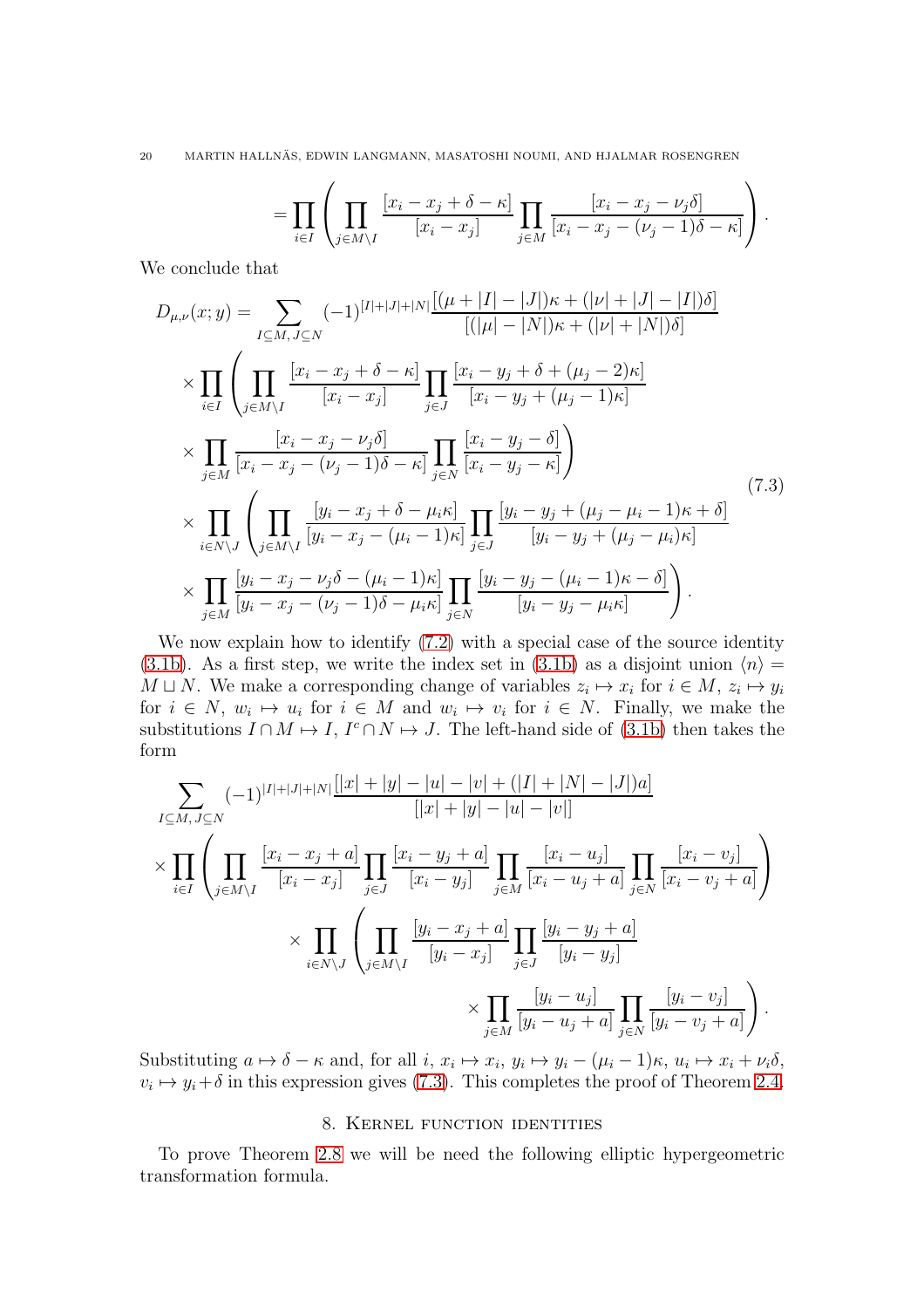$$
= \prod_{i\in I}\left(\prod_{j\in M\setminus I}\frac{[x_i-x_j+\delta-\kappa]}{[x_i-x_j]}\prod_{j\in M}\frac{[x_i-x_j-\nu_j\delta]}{[x_i-x_j-(\nu_j-1)\delta-\kappa]}\right).
$$

We conclude that

$$
\begin{aligned}
D_{\mu,\nu}(x;y) &= \sum_{I\subseteq M,\, J\subseteq N}(-1)^{|I|+|J|+|N|}\frac{[(\mu+|I|-|J|)\kappa+(|\nu|+|J|-|I|)\delta]}{[(|\mu|-|N|)\kappa+(|\nu|+|N|)\delta]}\\
&\quad\times\prod_{i\in I}\left(\prod_{j\in M\setminus I}\frac{[x_i-x_j+\delta-\kappa]}{[x_i-x_j]}\prod_{j\in J}\frac{[x_i-y_j+\delta+(\mu_j-2)\kappa]}{[x_i-y_j+(\mu_j-1)\kappa]}\right.\\
&\quad\times\left.\prod_{j\in M}\frac{[x_i-x_j-\nu_j\delta]}{[x_i-x_j-(\nu_j-1)\delta-\kappa]}\prod_{j\in N}\frac{[x_i-y_j-\delta]}{[x_i-y_j-\kappa]}\right)\\
&\quad\times\prod_{i\in N\setminus J}\left(\prod_{j\in M\setminus I}\frac{[y_i-x_j+\delta-\mu_i\kappa]}{[y_i-x_j-(\mu_i-1)\kappa]}\prod_{j\in J}\frac{[y_i-y_j+(\mu_j-\mu_i-1)\kappa+\delta]}{[y_i-y_j+(\mu_j-\mu_i)\kappa]}\right.\\
&\quad\times\left.\prod_{j\in M}\frac{[y_i-x_j-\nu_j\delta-(\mu_i-1)\kappa]}{[y_i-x_j-(\nu_j-1)\delta-\mu_i\kappa]}\prod_{j\in N}\frac{[y_i-y_j-(\mu_i-1)\kappa-\delta]}{[y_i-y_j-\mu_i\kappa]}\right).
\end{aligned}
\tag{7.3}
$$

We now explain how to identify (7.2) with a special case of the source identity (3.1b). As a first step, we write the index set in (3.1b) as a disjoint union $\langle n\rangle = M\sqcup N$. We make a corresponding change of variables $z_i\mapsto x_i$ for $i\in M$, $z_i\mapsto y_i$ for $i\in N$, $w_i\mapsto u_i$ for $i\in M$ and $w_i\mapsto v_i$ for $i\in N$. Finally, we make the substitutions $I\cap M\mapsto I$, $I^c\cap N\mapsto J$. The left-hand side of (3.1b) then takes the form

$$
\begin{aligned}
&\sum_{I\subseteq M,\, J\subseteq N}(-1)^{|I|+|J|+|N|}\frac{[|x|+|y|-|u|-|v|+(|I|+|N|-|J|)a]}{[|x|+|y|-|u|-|v|]}\\
&\times\prod_{i\in I}\left(\prod_{j\in M\setminus I}\frac{[x_i-x_j+a]}{[x_i-x_j]}\prod_{j\in J}\frac{[x_i-y_j+a]}{[x_i-y_j]}\prod_{j\in M}\frac{[x_i-u_j]}{[x_i-u_j+a]}\prod_{j\in N}\frac{[x_i-v_j]}{[x_i-v_j+a]}\right)\\
&\qquad\times\prod_{i\in N\setminus J}\left(\prod_{j\in M\setminus I}\frac{[y_i-x_j+a]}{[y_i-x_j]}\prod_{j\in J}\frac{[y_i-y_j+a]}{[y_i-y_j]}\right.\\
&\qquad\qquad\left.\times\prod_{j\in M}\frac{[y_i-u_j]}{[y_i-u_j+a]}\prod_{j\in N}\frac{[y_i-v_j]}{[y_i-v_j+a]}\right).
\end{aligned}
$$

Substituting $a\mapsto\delta-\kappa$ and, for all $i$, $x_i\mapsto x_i$, $y_i\mapsto y_i-(\mu_i-1)\kappa$, $u_i\mapsto x_i+\nu_i\delta$, $v_i\mapsto y_i+\delta$ in this expression gives (7.3). This completes the proof of Theorem 2.4.

## 8. Kernel function identities

To prove Theorem 2.8 we will be need the following elliptic hypergeometric transformation formula.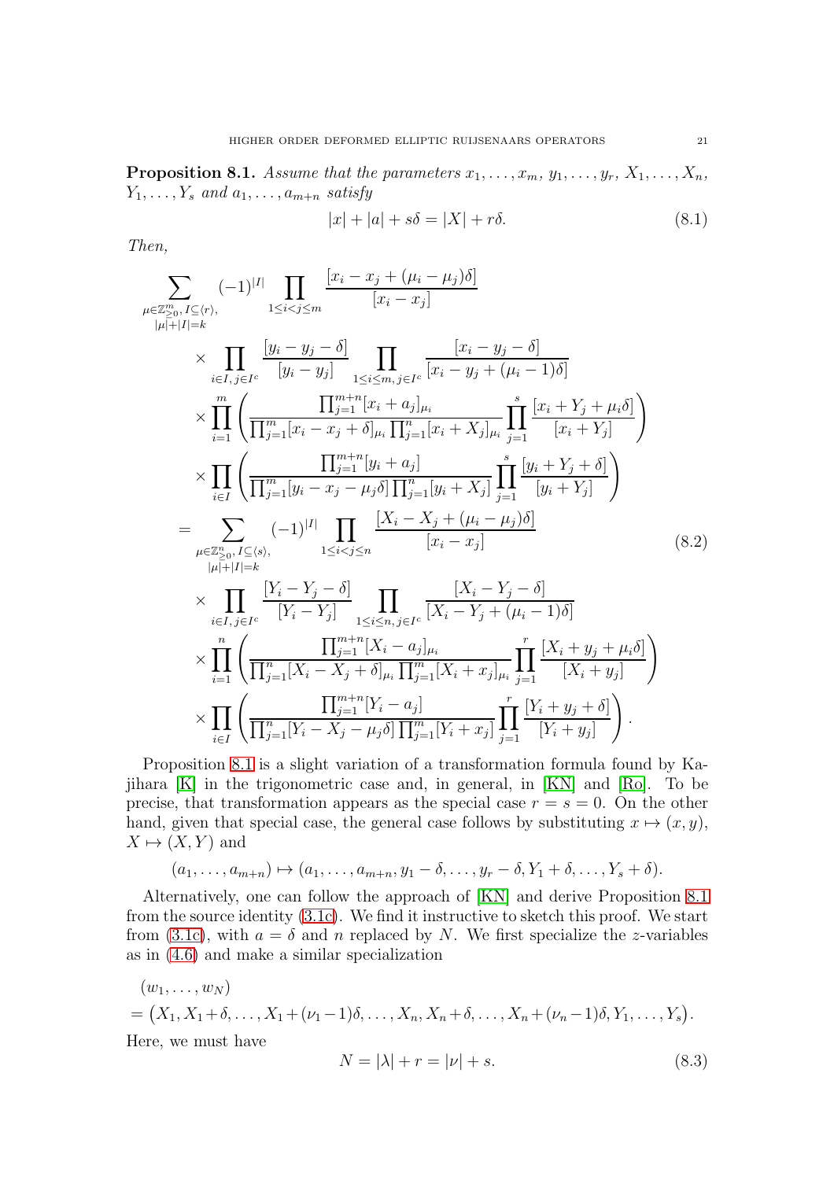**Proposition 8.1.** *Assume that the parameters $x_1,\dots,x_m$, $y_1,\dots,y_r$, $X_1,\dots,X_n$, $Y_1,\dots,Y_s$ and $a_1,\dots,a_{m+n}$ satisfy*

$$|x|+|a|+s\delta=|X|+r\delta. \tag{8.1}$$

*Then,*

$$\begin{aligned}
&\sum_{\substack{\mu\in\mathbb{Z}_{\geq 0}^m,\, I\subseteq\langle r\rangle,\\ |\mu|+|I|=k}}(-1)^{|I|}\prod_{1\leq i<j\leq m}\frac{[x_i-x_j+(\mu_i-\mu_j)\delta]}{[x_i-x_j]}\\
&\quad\times\prod_{i\in I,\, j\in I^c}\frac{[y_i-y_j-\delta]}{[y_i-y_j]}\prod_{1\leq i\leq m,\, j\in I^c}\frac{[x_i-y_j-\delta]}{[x_i-y_j+(\mu_i-1)\delta]}\\
&\quad\times\prod_{i=1}^m\left(\frac{\prod_{j=1}^{m+n}[x_i+a_j]_{\mu_i}}{\prod_{j=1}^m[x_i-x_j+\delta]_{\mu_i}\prod_{j=1}^n[x_i+X_j]_{\mu_i}}\prod_{j=1}^s\frac{[x_i+Y_j+\mu_i\delta]}{[x_i+Y_j]}\right)\\
&\quad\times\prod_{i\in I}\left(\frac{\prod_{j=1}^{m+n}[y_i+a_j]}{\prod_{j=1}^m[y_i-x_j-\mu_j\delta]\prod_{j=1}^n[y_i+X_j]}\prod_{j=1}^s\frac{[y_i+Y_j+\delta]}{[y_i+Y_j]}\right)\\
&=\sum_{\substack{\mu\in\mathbb{Z}_{\geq 0}^n,\, I\subseteq\langle s\rangle,\\ |\mu|+|I|=k}}(-1)^{|I|}\prod_{1\leq i<j\leq n}\frac{[X_i-X_j+(\mu_i-\mu_j)\delta]}{[x_i-x_j]}\\
&\quad\times\prod_{i\in I,\, j\in I^c}\frac{[Y_i-Y_j-\delta]}{[Y_i-Y_j]}\prod_{1\leq i\leq n,\, j\in I^c}\frac{[X_i-Y_j-\delta]}{[X_i-Y_j+(\mu_i-1)\delta]}\\
&\quad\times\prod_{i=1}^n\left(\frac{\prod_{j=1}^{m+n}[X_i-a_j]_{\mu_i}}{\prod_{j=1}^n[X_i-X_j+\delta]_{\mu_i}\prod_{j=1}^m[X_i+x_j]_{\mu_i}}\prod_{j=1}^r\frac{[X_i+y_j+\mu_i\delta]}{[X_i+y_j]}\right)\\
&\quad\times\prod_{i\in I}\left(\frac{\prod_{j=1}^{m+n}[Y_i-a_j]}{\prod_{j=1}^n[Y_i-X_j-\mu_j\delta]\prod_{j=1}^m[Y_i+x_j]}\prod_{j=1}^r\frac{[Y_i+y_j+\delta]}{[Y_i+y_j]}\right).
\end{aligned}\tag{8.2}$$

Proposition 8.1 is a slight variation of a transformation formula found by Kajihara [K] in the trigonometric case and, in general, in [KN] and [Ro]. To be precise, that transformation appears as the special case $r=s=0$. On the other hand, given that special case, the general case follows by substituting $x\mapsto(x,y)$, $X\mapsto(X,Y)$ and

$$(a_1,\dots,a_{m+n})\mapsto(a_1,\dots,a_{m+n},y_1-\delta,\dots,y_r-\delta,Y_1+\delta,\dots,Y_s+\delta).$$

Alternatively, one can follow the approach of [KN] and derive Proposition 8.1 from the source identity (3.1c). We find it instructive to sketch this proof. We start from (3.1c), with $a=\delta$ and $n$ replaced by $N$. We first specialize the $z$-variables as in (4.6) and make a similar specialization

$$\begin{aligned}
&(w_1,\dots,w_N)\\
&=\big(X_1,X_1+\delta,\dots,X_1+(\nu_1-1)\delta,\dots,X_n,X_n+\delta,\dots,X_n+(\nu_n-1)\delta,Y_1,\dots,Y_s\big).
\end{aligned}$$

Here, we must have

$$N=|\lambda|+r=|\nu|+s. \tag{8.3}$$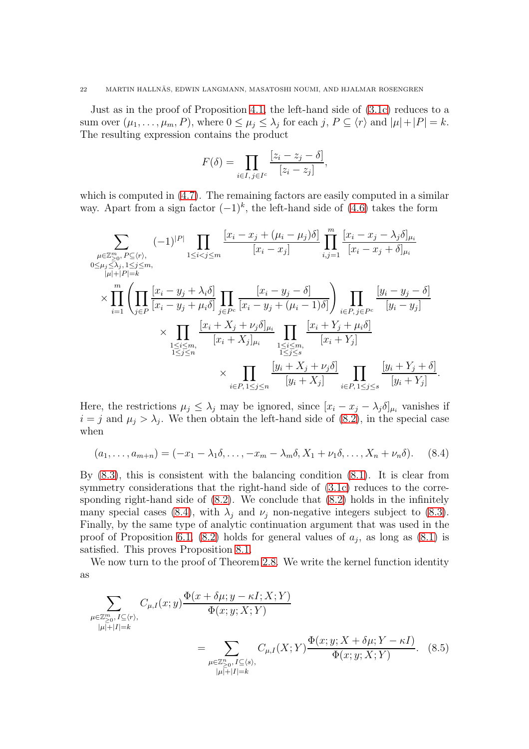Just as in the proof of Proposition 4.1, the left-hand side of (3.1c) reduces to a sum over $(\mu_1,\dots,\mu_m,P)$, where $0\leq \mu_j\leq \lambda_j$ for each $j$, $P\subseteq\langle r\rangle$ and $|\mu|+|P|=k$. The resulting expression contains the product

$$F(\delta)=\prod_{i\in I,\, j\in I^c}\frac{[z_i-z_j-\delta]}{[z_i-z_j]},$$

which is computed in (4.7). The remaining factors are easily computed in a similar way. Apart from a sign factor $(-1)^k$, the left-hand side of (4.6) takes the form

$$\begin{aligned}
&\sum_{\substack{\mu\in\mathbb{Z}^m_{\geq 0},\, P\subseteq\langle r\rangle,\\ 0\leq\mu_j\leq\lambda_j,\, 1\leq j\leq m,\\ |\mu|+|P|=k}}(-1)^{|P|}\prod_{1\leq i<j\leq m}\frac{[x_i-x_j+(\mu_i-\mu_j)\delta]}{[x_i-x_j]}\prod_{i,j=1}^m\frac{[x_i-x_j-\lambda_j\delta]_{\mu_i}}{[x_i-x_j+\delta]_{\mu_i}}\\
&\times\prod_{i=1}^m\left(\prod_{j\in P}\frac{[x_i-y_j+\lambda_i\delta]}{[x_i-y_j+\mu_i\delta]}\prod_{j\in P^c}\frac{[x_i-y_j-\delta]}{[x_i-y_j+(\mu_i-1)\delta]}\right)\prod_{i\in P,\, j\in P^c}\frac{[y_i-y_j-\delta]}{[y_i-y_j]}\\
&\qquad\times\prod_{\substack{1\leq i\leq m,\\ 1\leq j\leq n}}\frac{[x_i+X_j+\nu_j\delta]_{\mu_i}}{[x_i+X_j]_{\mu_i}}\prod_{\substack{1\leq i\leq m,\\ 1\leq j\leq s}}\frac{[x_i+Y_j+\mu_i\delta]}{[x_i+Y_j]}\\
&\qquad\qquad\times\prod_{i\in P,\, 1\leq j\leq n}\frac{[y_i+X_j+\nu_j\delta]}{[y_i+X_j]}\prod_{i\in P,\, 1\leq j\leq s}\frac{[y_i+Y_j+\delta]}{[y_i+Y_j]}.
\end{aligned}$$

Here, the restrictions $\mu_j\leq\lambda_j$ may be ignored, since $[x_i-x_j-\lambda_j\delta]_{\mu_i}$ vanishes if $i=j$ and $\mu_j>\lambda_j$. We then obtain the left-hand side of (8.2), in the special case when

$$(a_1,\dots,a_{m+n})=(-x_1-\lambda_1\delta,\dots,-x_m-\lambda_m\delta,X_1+\nu_1\delta,\dots,X_n+\nu_n\delta). \tag{8.4}$$

By (8.3), this is consistent with the balancing condition (8.1). It is clear from symmetry considerations that the right-hand side of (3.1c) reduces to the corresponding right-hand side of (8.2). We conclude that (8.2) holds in the infinitely many special cases (8.4), with $\lambda_j$ and $\nu_j$ non-negative integers subject to (8.3). Finally, by the same type of analytic continuation argument that was used in the proof of Proposition 6.1, (8.2) holds for general values of $a_j$, as long as (8.1) is satisfied. This proves Proposition 8.1.

We now turn to the proof of Theorem 2.8. We write the kernel function identity as

$$\begin{aligned}
&\sum_{\substack{\mu\in\mathbb{Z}^m_{\geq 0},\, I\subseteq\langle r\rangle,\\ |\mu|+|I|=k}}C_{\mu,I}(x;y)\frac{\Phi(x+\delta\mu;y-\kappa I;X;Y)}{\Phi(x;y;X;Y)}\\
&\qquad\qquad=\sum_{\substack{\mu\in\mathbb{Z}^n_{\geq 0},\, I\subseteq\langle s\rangle,\\ |\mu|+|I|=k}}C_{\mu,I}(X;Y)\frac{\Phi(x;y;X+\delta\mu;Y-\kappa I)}{\Phi(x;y;X;Y)}.
\end{aligned}\tag{8.5}$$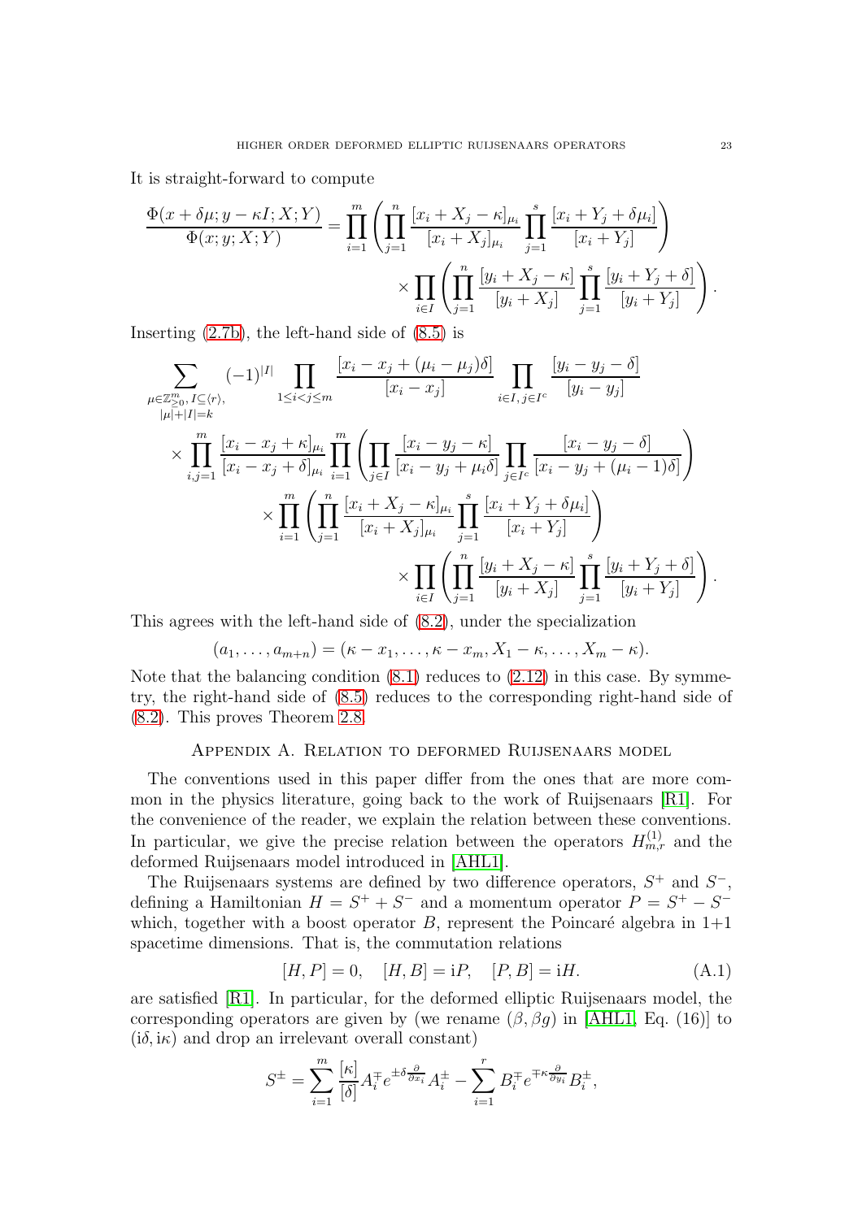It is straight-forward to compute

$$\frac{\Phi(x+\delta\mu;y-\kappa I;X;Y)}{\Phi(x;y;X;Y)}=\prod_{i=1}^{m}\left(\prod_{j=1}^{n}\frac{[x_i+X_j-\kappa]_{\mu_i}}{[x_i+X_j]_{\mu_i}}\prod_{j=1}^{s}\frac{[x_i+Y_j+\delta\mu_i]}{[x_i+Y_j]}\right)\times\prod_{i\in I}\left(\prod_{j=1}^{n}\frac{[y_i+X_j-\kappa]}{[y_i+X_j]}\prod_{j=1}^{s}\frac{[y_i+Y_j+\delta]}{[y_i+Y_j]}\right).$$

Inserting (2.7b), the left-hand side of (8.5) is

$$\sum_{\substack{\mu\in\mathbb{Z}_{\geq 0}^m,\, I\subseteq\langle r\rangle,\\ |\mu|+|I|=k}}(-1)^{|I|}\prod_{1\leq i<j\leq m}\frac{[x_i-x_j+(\mu_i-\mu_j)\delta]}{[x_i-x_j]}\prod_{i\in I,\,j\in I^c}\frac{[y_i-y_j-\delta]}{[y_i-y_j]}$$
$$\times\prod_{i,j=1}^{m}\frac{[x_i-x_j+\kappa]_{\mu_i}}{[x_i-x_j+\delta]_{\mu_i}}\prod_{i=1}^{m}\left(\prod_{j\in I}\frac{[x_i-y_j-\kappa]}{[x_i-y_j+\mu_i\delta]}\prod_{j\in I^c}\frac{[x_i-y_j-\delta]}{[x_i-y_j+(\mu_i-1)\delta]}\right)$$
$$\times\prod_{i=1}^{m}\left(\prod_{j=1}^{n}\frac{[x_i+X_j-\kappa]_{\mu_i}}{[x_i+X_j]_{\mu_i}}\prod_{j=1}^{s}\frac{[x_i+Y_j+\delta\mu_i]}{[x_i+Y_j]}\right)$$
$$\times\prod_{i\in I}\left(\prod_{j=1}^{n}\frac{[y_i+X_j-\kappa]}{[y_i+X_j]}\prod_{j=1}^{s}\frac{[y_i+Y_j+\delta]}{[y_i+Y_j]}\right).$$

This agrees with the left-hand side of (8.2), under the specialization

$$(a_1,\dots,a_{m+n})=(\kappa-x_1,\dots,\kappa-x_m,X_1-\kappa,\dots,X_m-\kappa).$$

Note that the balancing condition (8.1) reduces to (2.12) in this case. By symmetry, the right-hand side of (8.5) reduces to the corresponding right-hand side of (8.2). This proves Theorem 2.8.

## Appendix A. Relation to deformed Ruijsenaars model

The conventions used in this paper differ from the ones that are more common in the physics literature, going back to the work of Ruijsenaars [R1]. For the convenience of the reader, we explain the relation between these conventions. In particular, we give the precise relation between the operators $H_{m,r}^{(1)}$ and the deformed Ruijsenaars model introduced in [AHL1].

The Ruijsenaars systems are defined by two difference operators, $S^+$ and $S^-$, defining a Hamiltonian $H=S^++S^-$ and a momentum operator $P=S^+-S^-$ which, together with a boost operator $B$, represent the Poincaré algebra in 1+1 spacetime dimensions. That is, the commutation relations

$$[H,P]=0,\quad [H,B]=\mathrm{i}P,\quad [P,B]=\mathrm{i}H. \tag{A.1}$$

are satisfied [R1]. In particular, for the deformed elliptic Ruijsenaars model, the corresponding operators are given by (we rename $(\beta,\beta g)$ in [AHL1, Eq. (16)] to $(\mathrm{i}\delta,\mathrm{i}\kappa)$ and drop an irrelevant overall constant)

$$S^{\pm}=\sum_{i=1}^{m}\frac{[\kappa]}{[\delta]}A_i^{\mp}e^{\pm\delta\frac{\partial}{\partial x_i}}A_i^{\pm}-\sum_{i=1}^{r}B_i^{\mp}e^{\mp\kappa\frac{\partial}{\partial y_i}}B_i^{\pm},$$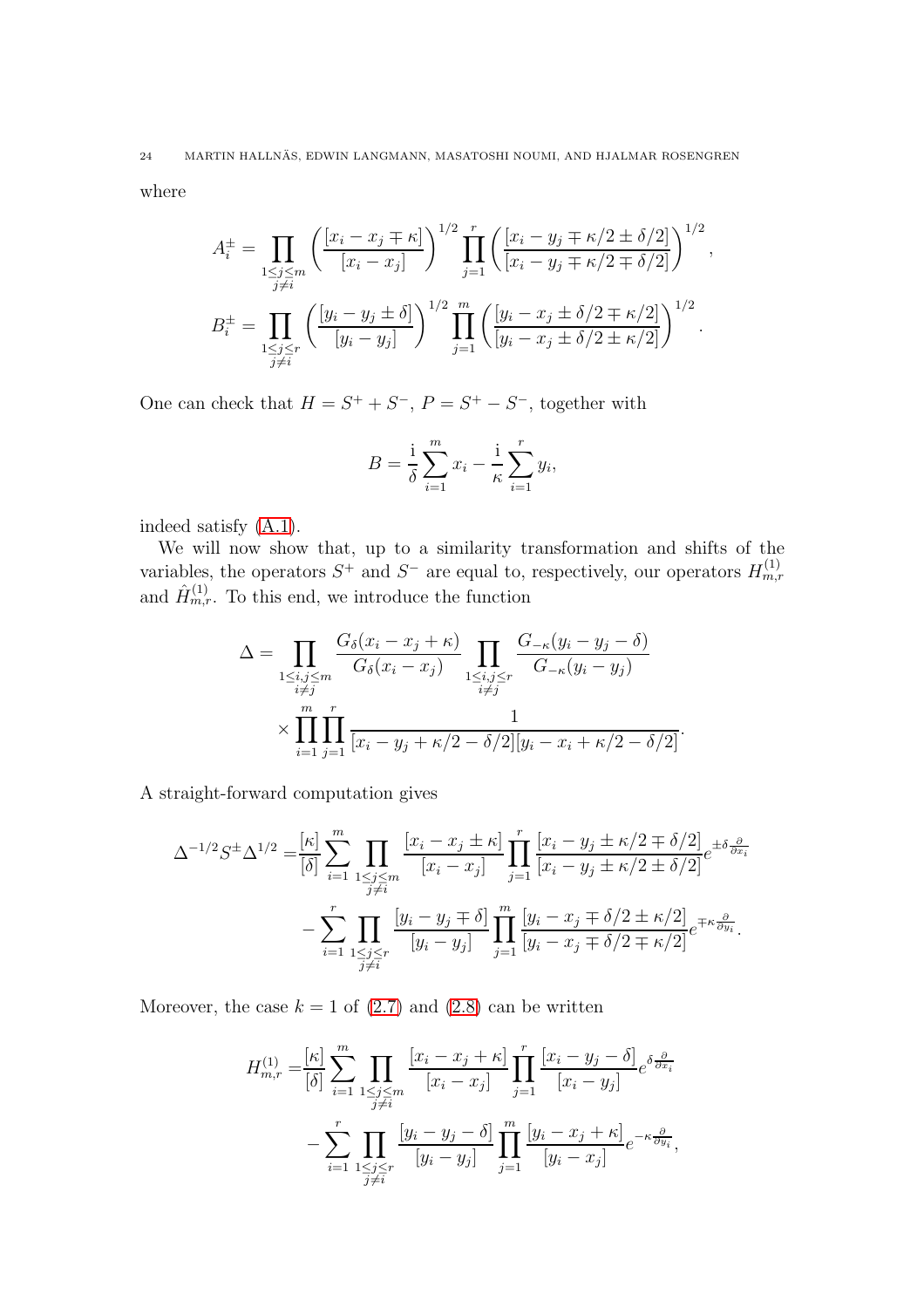where

$$A_i^{\pm} = \prod_{\substack{1\leq j\leq m \\ j\neq i}} \left(\frac{[x_i - x_j \mp \kappa]}{[x_i - x_j]}\right)^{1/2} \prod_{j=1}^{r} \left(\frac{[x_i - y_j \mp \kappa/2 \pm \delta/2]}{[x_i - y_j \mp \kappa/2 \mp \delta/2]}\right)^{1/2},$$

$$B_i^{\pm} = \prod_{\substack{1\leq j\leq r \\ j\neq i}} \left(\frac{[y_i - y_j \pm \delta]}{[y_i - y_j]}\right)^{1/2} \prod_{j=1}^{m} \left(\frac{[y_i - x_j \pm \delta/2 \mp \kappa/2]}{[y_i - x_j \pm \delta/2 \pm \kappa/2]}\right)^{1/2}.$$

One can check that $H = S^+ + S^-$, $P = S^+ - S^-$, together with

$$B = \frac{\mathrm{i}}{\delta}\sum_{i=1}^{m} x_i - \frac{\mathrm{i}}{\kappa}\sum_{i=1}^{r} y_i,$$

indeed satisfy (A.1).

We will now show that, up to a similarity transformation and shifts of the variables, the operators $S^+$ and $S^-$ are equal to, respectively, our operators $H_{m,r}^{(1)}$ and $\hat{H}_{m,r}^{(1)}$. To this end, we introduce the function

$$\Delta = \prod_{\substack{1\leq i,j\leq m \\ i\neq j}} \frac{G_\delta(x_i - x_j + \kappa)}{G_\delta(x_i - x_j)} \prod_{\substack{1\leq i,j\leq r \\ i\neq j}} \frac{G_{-\kappa}(y_i - y_j - \delta)}{G_{-\kappa}(y_i - y_j)} \times \prod_{i=1}^{m}\prod_{j=1}^{r} \frac{1}{[x_i - y_j + \kappa/2 - \delta/2][y_i - x_i + \kappa/2 - \delta/2]}.$$

A straight-forward computation gives

$$\begin{aligned}\Delta^{-1/2} S^{\pm} \Delta^{1/2} =& \frac{[\kappa]}{[\delta]} \sum_{i=1}^{m} \prod_{\substack{1\leq j\leq m \\ j\neq i}} \frac{[x_i - x_j \pm \kappa]}{[x_i - x_j]} \prod_{j=1}^{r} \frac{[x_i - y_j \pm \kappa/2 \mp \delta/2]}{[x_i - y_j \pm \kappa/2 \pm \delta/2]} e^{\pm\delta\frac{\partial}{\partial x_i}} \\ &- \sum_{i=1}^{r} \prod_{\substack{1\leq j\leq r \\ j\neq i}} \frac{[y_i - y_j \mp \delta]}{[y_i - y_j]} \prod_{j=1}^{m} \frac{[y_i - x_j \mp \delta/2 \pm \kappa/2]}{[y_i - x_j \mp \delta/2 \mp \kappa/2]} e^{\mp\kappa\frac{\partial}{\partial y_i}}.\end{aligned}$$

Moreover, the case $k = 1$ of (2.7) and (2.8) can be written

$$\begin{aligned}H_{m,r}^{(1)} =& \frac{[\kappa]}{[\delta]} \sum_{i=1}^{m} \prod_{\substack{1\leq j\leq m \\ j\neq i}} \frac{[x_i - x_j + \kappa]}{[x_i - x_j]} \prod_{j=1}^{r} \frac{[x_i - y_j - \delta]}{[x_i - y_j]} e^{\delta\frac{\partial}{\partial x_i}} \\ &- \sum_{i=1}^{r} \prod_{\substack{1\leq j\leq r \\ j\neq i}} \frac{[y_i - y_j - \delta]}{[y_i - y_j]} \prod_{j=1}^{m} \frac{[y_i - x_j + \kappa]}{[y_i - x_j]} e^{-\kappa\frac{\partial}{\partial y_i}},\end{aligned}$$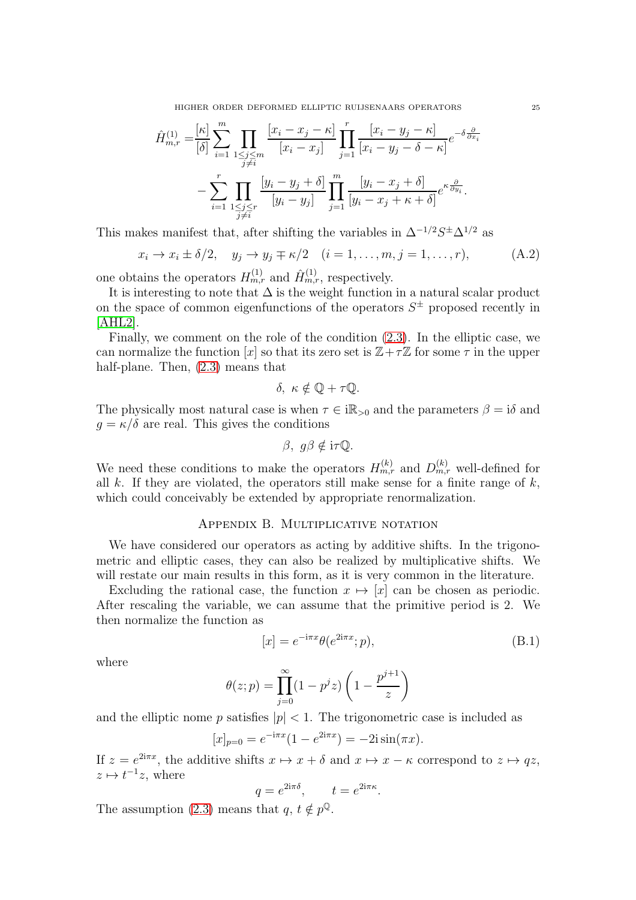$$
\begin{aligned}
\hat{H}^{(1)}_{m,r} =& \frac{[\kappa]}{[\delta]} \sum_{i=1}^{m} \prod_{\substack{1\leq j\leq m\\ j\neq i}} \frac{[x_i - x_j - \kappa]}{[x_i - x_j]} \prod_{j=1}^{r} \frac{[x_i - y_j - \kappa]}{[x_i - y_j - \delta - \kappa]} e^{-\delta \frac{\partial}{\partial x_i}} \\
&- \sum_{i=1}^{r} \prod_{\substack{1\leq j\leq r\\ j\neq i}} \frac{[y_i - y_j + \delta]}{[y_i - y_j]} \prod_{j=1}^{m} \frac{[y_i - x_j + \delta]}{[y_i - x_j + \kappa + \delta]} e^{\kappa \frac{\partial}{\partial y_i}}.
\end{aligned}
$$

This makes manifest that, after shifting the variables in $\Delta^{-1/2} S^{\pm} \Delta^{1/2}$ as

$$
x_i \to x_i \pm \delta/2, \quad y_j \to y_j \mp \kappa/2 \quad (i = 1, \dots, m, j = 1, \dots, r), \tag{A.2}
$$

one obtains the operators $H^{(1)}_{m,r}$ and $\hat{H}^{(1)}_{m,r}$, respectively.

It is interesting to note that $\Delta$ is the weight function in a natural scalar product on the space of common eigenfunctions of the operators $S^{\pm}$ proposed recently in [AHL2].

Finally, we comment on the role of the condition (2.3). In the elliptic case, we can normalize the function $[x]$ so that its zero set is $\mathbb{Z} + \tau\mathbb{Z}$ for some $\tau$ in the upper half-plane. Then, (2.3) means that

$$
\delta,\ \kappa \notin \mathbb{Q} + \tau\mathbb{Q}.
$$

The physically most natural case is when $\tau \in \mathrm{i}\mathbb{R}_{>0}$ and the parameters $\beta = \mathrm{i}\delta$ and $g = \kappa/\delta$ are real. This gives the conditions

$$
\beta,\ g\beta \notin \mathrm{i}\tau\mathbb{Q}.
$$

We need these conditions to make the operators $H^{(k)}_{m,r}$ and $D^{(k)}_{m,r}$ well-defined for all $k$. If they are violated, the operators still make sense for a finite range of $k$, which could conceivably be extended by appropriate renormalization.

## Appendix B. Multiplicative notation

We have considered our operators as acting by additive shifts. In the trigonometric and elliptic cases, they can also be realized by multiplicative shifts. We will restate our main results in this form, as it is very common in the literature.

Excluding the rational case, the function $x \mapsto [x]$ can be chosen as periodic. After rescaling the variable, we can assume that the primitive period is 2. We then normalize the function as

$$
[x] = e^{-\mathrm{i}\pi x} \theta(e^{2\mathrm{i}\pi x}; p), \tag{B.1}
$$

where

$$
\theta(z; p) = \prod_{j=0}^{\infty} (1 - p^j z) \left(1 - \frac{p^{j+1}}{z}\right)
$$

and the elliptic nome $p$ satisfies $|p| < 1$. The trigonometric case is included as

$$
[x]_{p=0} = e^{-\mathrm{i}\pi x}(1 - e^{2\mathrm{i}\pi x}) = -2\mathrm{i}\sin(\pi x).
$$

If $z = e^{2\mathrm{i}\pi x}$, the additive shifts $x \mapsto x + \delta$ and $x \mapsto x - \kappa$ correspond to $z \mapsto qz$, $z \mapsto t^{-1} z$, where

$$
q = e^{2\mathrm{i}\pi\delta}, \qquad t = e^{2\mathrm{i}\pi\kappa}.
$$

The assumption (2.3) means that $q,\ t \notin p^{\mathbb{Q}}$.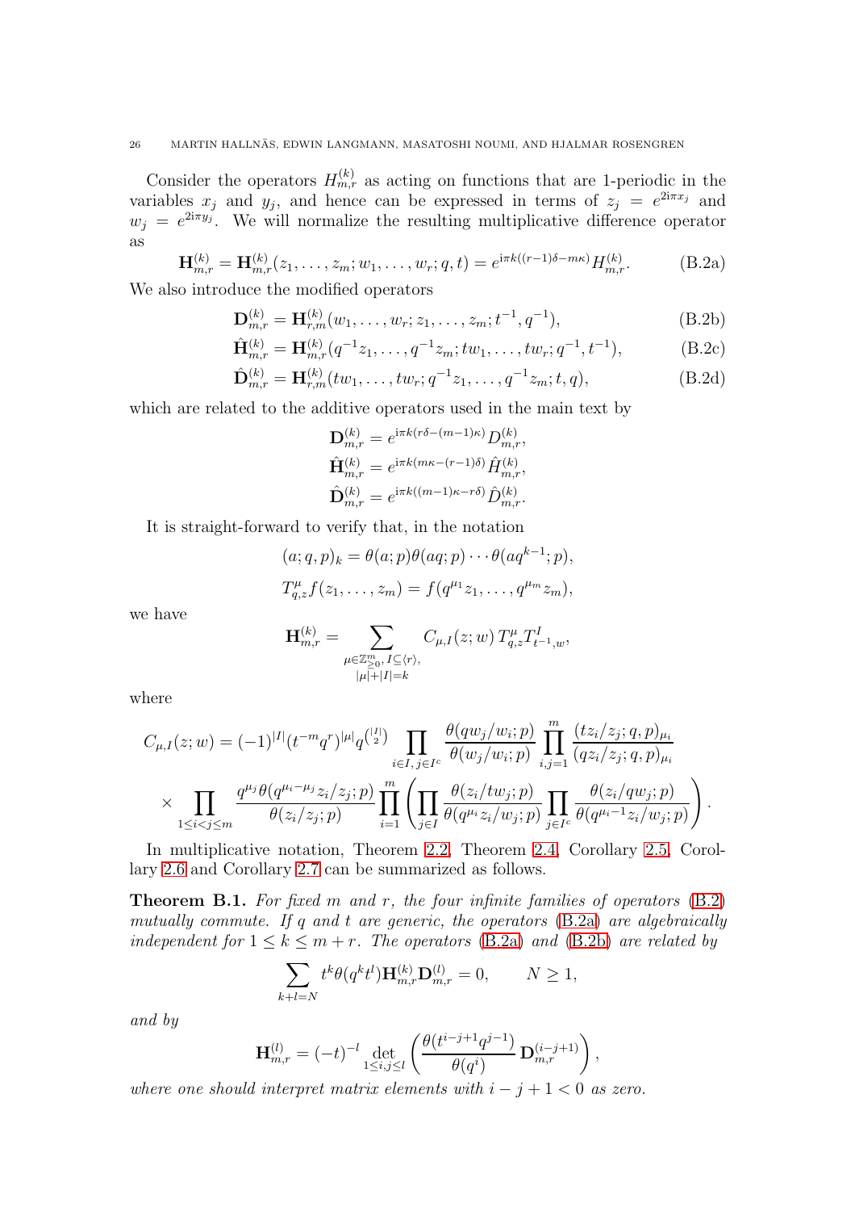Consider the operators $H^{(k)}_{m,r}$ as acting on functions that are 1-periodic in the variables $x_j$ and $y_j$, and hence can be expressed in terms of $z_j = e^{2i\pi x_j}$ and $w_j = e^{2i\pi y_j}$. We will normalize the resulting multiplicative difference operator as

$$\mathbf{H}^{(k)}_{m,r} = \mathbf{H}^{(k)}_{m,r}(z_1,\dots,z_m;w_1,\dots,w_r;q,t) = e^{i\pi k((r-1)\delta - m\kappa)} H^{(k)}_{m,r}. \tag{B.2a}$$

We also introduce the modified operators

$$\mathbf{D}^{(k)}_{m,r} = \mathbf{H}^{(k)}_{r,m}(w_1,\dots,w_r;z_1,\dots,z_m;t^{-1},q^{-1}), \tag{B.2b}$$

$$\hat{\mathbf{H}}^{(k)}_{m,r} = \mathbf{H}^{(k)}_{m,r}(q^{-1}z_1,\dots,q^{-1}z_m;tw_1,\dots,tw_r;q^{-1},t^{-1}), \tag{B.2c}$$

$$\hat{\mathbf{D}}^{(k)}_{m,r} = \mathbf{H}^{(k)}_{r,m}(tw_1,\dots,tw_r;q^{-1}z_1,\dots,q^{-1}z_m;t,q), \tag{B.2d}$$

which are related to the additive operators used in the main text by

$$\mathbf{D}^{(k)}_{m,r} = e^{i\pi k(r\delta - (m-1)\kappa)} D^{(k)}_{m,r},$$
$$\hat{\mathbf{H}}^{(k)}_{m,r} = e^{i\pi k(m\kappa - (r-1)\delta)} \hat{H}^{(k)}_{m,r},$$
$$\hat{\mathbf{D}}^{(k)}_{m,r} = e^{i\pi k((m-1)\kappa - r\delta)} \hat{D}^{(k)}_{m,r}.$$

It is straight-forward to verify that, in the notation

$$(a;q,p)_k = \theta(a;p)\theta(aq;p)\cdots\theta(aq^{k-1};p),$$
$$T^{\mu}_{q,z} f(z_1,\dots,z_m) = f(q^{\mu_1}z_1,\dots,q^{\mu_m}z_m),$$

we have

$$\mathbf{H}^{(k)}_{m,r} = \sum_{\substack{\mu\in\mathbb{Z}^m_{\geq 0},\, I\subseteq\langle r\rangle,\\ |\mu|+|I|=k}} C_{\mu,I}(z;w)\, T^{\mu}_{q,z} T^{I}_{t^{-1},w},$$

where

$$C_{\mu,I}(z;w) = (-1)^{|I|}(t^{-m}q^r)^{|\mu|} q^{\binom{|I|}{2}} \prod_{i\in I,\, j\in I^c} \frac{\theta(qw_j/w_i;p)}{\theta(w_j/w_i;p)} \prod_{i,j=1}^{m} \frac{(tz_i/z_j;q,p)_{\mu_i}}{(qz_i/z_j;q,p)_{\mu_i}}$$
$$\times \prod_{1\leq i<j\leq m} \frac{q^{\mu_j}\theta(q^{\mu_i-\mu_j}z_i/z_j;p)}{\theta(z_i/z_j;p)} \prod_{i=1}^{m}\left(\prod_{j\in I}\frac{\theta(z_i/tw_j;p)}{\theta(q^{\mu_i}z_i/w_j;p)} \prod_{j\in I^c}\frac{\theta(z_i/qw_j;p)}{\theta(q^{\mu_i-1}z_i/w_j;p)}\right).$$

In multiplicative notation, Theorem 2.2, Theorem 2.4, Corollary 2.5, Corollary 2.6 and Corollary 2.7 can be summarized as follows.

**Theorem B.1.** *For fixed $m$ and $r$, the four infinite families of operators (B.2) mutually commute. If $q$ and $t$ are generic, the operators (B.2a) are algebraically independent for $1\leq k\leq m+r$. The operators (B.2a) and (B.2b) are related by*

$$\sum_{k+l=N} t^k \theta(q^k t^l)\mathbf{H}^{(k)}_{m,r}\mathbf{D}^{(l)}_{m,r} = 0, \qquad N\geq 1,$$

*and by*

$$\mathbf{H}^{(l)}_{m,r} = (-t)^{-l} \det_{1\leq i,j\leq l}\left(\frac{\theta(t^{i-j+1}q^{j-1})}{\theta(q^i)}\,\mathbf{D}^{(i-j+1)}_{m,r}\right),$$

*where one should interpret matrix elements with $i-j+1<0$ as zero.*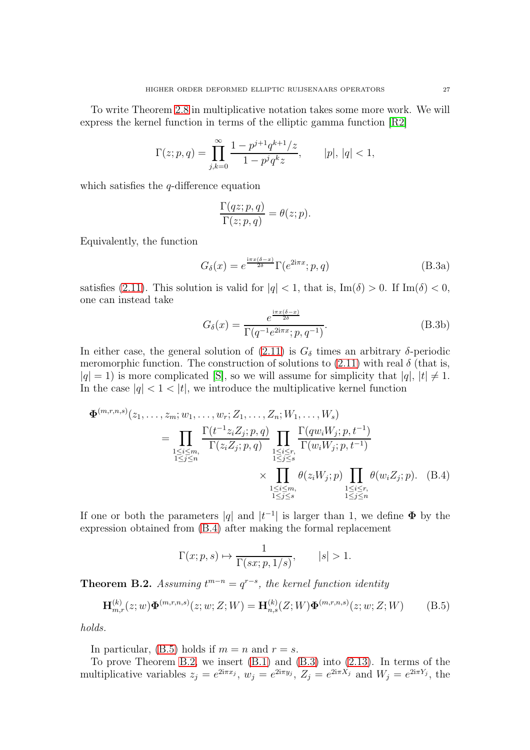To write Theorem 2.8 in multiplicative notation takes some more work. We will express the kernel function in terms of the elliptic gamma function [R2]

$$\Gamma(z;p,q)=\prod_{j,k=0}^{\infty}\frac{1-p^{j+1}q^{k+1}/z}{1-p^jq^kz},\qquad |p|,\,|q|<1,$$

which satisfies the $q$-difference equation

$$\frac{\Gamma(qz;p,q)}{\Gamma(z;p,q)}=\theta(z;p).$$

Equivalently, the function

$$G_\delta(x)=e^{\frac{\mathrm{i}\pi x(\delta-x)}{2\delta}}\Gamma(e^{2\mathrm{i}\pi x};p,q) \tag{B.3a}$$

satisfies (2.11). This solution is valid for $|q|<1$, that is, $\mathrm{Im}(\delta)>0$. If $\mathrm{Im}(\delta)<0$, one can instead take

$$G_\delta(x)=\frac{e^{\frac{\mathrm{i}\pi x(\delta-x)}{2\delta}}}{\Gamma(q^{-1}e^{2\mathrm{i}\pi x};p,q^{-1})}. \tag{B.3b}$$

In either case, the general solution of (2.11) is $G_\delta$ times an arbitrary $\delta$-periodic meromorphic function. The construction of solutions to (2.11) with real $\delta$ (that is, $|q|=1$) is more complicated [S], so we will assume for simplicity that $|q|,\,|t|\neq 1$. In the case $|q|<1<|t|$, we introduce the multiplicative kernel function

$$\begin{aligned}
\mathbf{\Phi}^{(m,r,n,s)}&(z_1,\dots,z_m;w_1,\dots,w_r;Z_1,\dots,Z_n;W_1,\dots,W_s)\\
&=\prod_{\substack{1\leq i\leq m,\\ 1\leq j\leq n}}\frac{\Gamma(t^{-1}z_iZ_j;p,q)}{\Gamma(z_iZ_j;p,q)}\prod_{\substack{1\leq i\leq r,\\ 1\leq j\leq s}}\frac{\Gamma(qw_iW_j;p,t^{-1})}{\Gamma(w_iW_j;p,t^{-1})}\\
&\qquad\times\prod_{\substack{1\leq i\leq m,\\ 1\leq j\leq s}}\theta(z_iW_j;p)\prod_{\substack{1\leq i\leq r,\\ 1\leq j\leq n}}\theta(w_iZ_j;p).
\end{aligned} \tag{B.4}$$

If one or both the parameters $|q|$ and $|t^{-1}|$ is larger than 1, we define $\mathbf{\Phi}$ by the expression obtained from (B.4) after making the formal replacement

$$\Gamma(x;p,s)\mapsto\frac{1}{\Gamma(sx;p,1/s)},\qquad |s|>1.$$

**Theorem B.2.** *Assuming $t^{m-n}=q^{r-s}$, the kernel function identity*

$$\mathbf{H}^{(k)}_{m,r}(z;w)\mathbf{\Phi}^{(m,r,n,s)}(z;w;Z;W)=\mathbf{H}^{(k)}_{n,s}(Z;W)\mathbf{\Phi}^{(m,r,n,s)}(z;w;Z;W) \tag{B.5}$$

*holds.*

In particular, (B.5) holds if $m=n$ and $r=s$.

To prove Theorem B.2, we insert (B.1) and (B.3) into (2.13). In terms of the multiplicative variables $z_j=e^{2\mathrm{i}\pi x_j}$, $w_j=e^{2\mathrm{i}\pi y_j}$, $Z_j=e^{2\mathrm{i}\pi X_j}$ and $W_j=e^{2\mathrm{i}\pi Y_j}$, the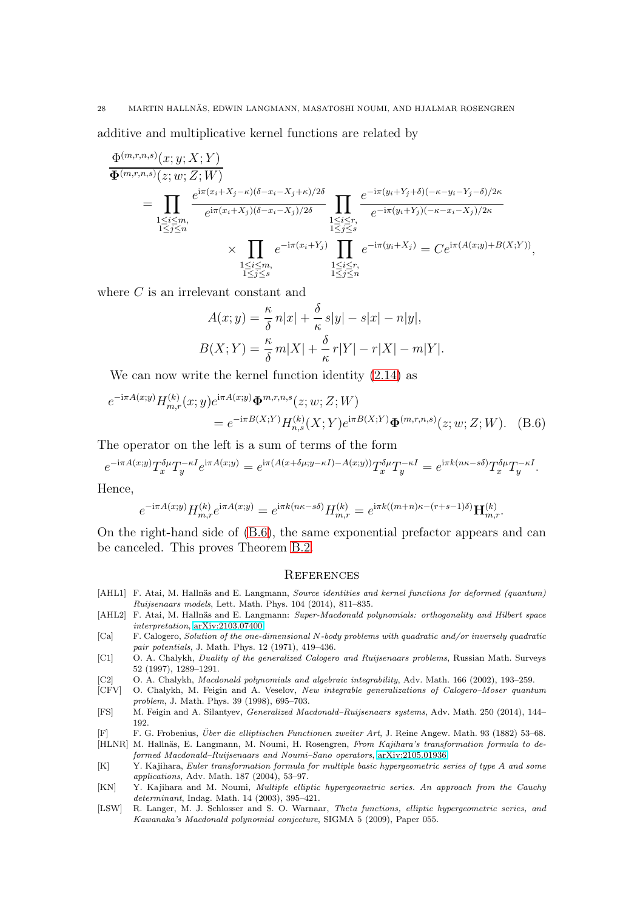additive and multiplicative kernel functions are related by

$$
\begin{aligned}
&\frac{\Phi^{(m,r,n,s)}(x;y;X;Y)}{\mathbf{\Phi}^{(m,r,n,s)}(z;w;Z;W)} \\
&\quad = \prod_{\substack{1\leq i\leq m,\\ 1\leq j\leq n}} \frac{e^{\mathrm{i}\pi(x_i+X_j-\kappa)(\delta-x_i-X_j+\kappa)/2\delta}}{e^{\mathrm{i}\pi(x_i+X_j)(\delta-x_i-X_j)/2\delta}} \prod_{\substack{1\leq i\leq r,\\ 1\leq j\leq s}} \frac{e^{-\mathrm{i}\pi(y_i+Y_j+\delta)(-\kappa-y_i-Y_j-\delta)/2\kappa}}{e^{-\mathrm{i}\pi(y_i+Y_j)(-\kappa-x_i-X_j)/2\kappa}} \\
&\qquad\qquad \times \prod_{\substack{1\leq i\leq m,\\ 1\leq j\leq s}} e^{-\mathrm{i}\pi(x_i+Y_j)} \prod_{\substack{1\leq i\leq r,\\ 1\leq j\leq n}} e^{-\mathrm{i}\pi(y_i+X_j)} = Ce^{\mathrm{i}\pi(A(x;y)+B(X;Y))},
\end{aligned}
$$

where $C$ is an irrelevant constant and

$$
\begin{aligned}
A(x;y) &= \frac{\kappa}{\delta}\, n|x| + \frac{\delta}{\kappa}\, s|y| - s|x| - n|y|, \\
B(X;Y) &= \frac{\kappa}{\delta}\, m|X| + \frac{\delta}{\kappa}\, r|Y| - r|X| - m|Y|.
\end{aligned}
$$

We can now write the kernel function identity (2.14) as

$$
\begin{aligned}
e^{-\mathrm{i}\pi A(x;y)} H_{m,r}^{(k)}(x;y) e^{\mathrm{i}\pi A(x;y)} \mathbf{\Phi}^{m,r,n,s}(z;w;Z;W) \\
= e^{-\mathrm{i}\pi B(X;Y)} H_{n,s}^{(k)}(X;Y) e^{\mathrm{i}\pi B(X;Y)} \mathbf{\Phi}^{(m,r,n,s)}(z;w;Z;W). \quad \text{(B.6)}
\end{aligned}
$$

The operator on the left is a sum of terms of the form

$$
e^{-\mathrm{i}\pi A(x;y)} T_x^{\delta\mu} T_y^{-\kappa I} e^{\mathrm{i}\pi A(x;y)} = e^{\mathrm{i}\pi(A(x+\delta\mu;y-\kappa I)-A(x;y))} T_x^{\delta\mu} T_y^{-\kappa I} = e^{\mathrm{i}\pi k(n\kappa - s\delta)} T_x^{\delta\mu} T_y^{-\kappa I}.
$$

Hence,

$$
e^{-\mathrm{i}\pi A(x;y)} H_{m,r}^{(k)} e^{\mathrm{i}\pi A(x;y)} = e^{\mathrm{i}\pi k(n\kappa - s\delta)} H_{m,r}^{(k)} = e^{\mathrm{i}\pi k((m+n)\kappa-(r+s-1)\delta)} \mathbf{H}_{m,r}^{(k)}.
$$

On the right-hand side of (B.6), the same exponential prefactor appears and can be canceled. This proves Theorem B.2.

## References

[AHL1] F. Atai, M. Hallnäs and E. Langmann, *Source identities and kernel functions for deformed (quantum) Ruijsenaars models*, Lett. Math. Phys. 104 (2014), 811–835.

[AHL2] F. Atai, M. Hallnäs and E. Langmann: *Super-Macdonald polynomials: orthogonality and Hilbert space interpretation*, arXiv:2103.07400.

[Ca] F. Calogero, *Solution of the one-dimensional N-body problems with quadratic and/or inversely quadratic pair potentials*, J. Math. Phys. 12 (1971), 419–436.

[C1] O. A. Chalykh, *Duality of the generalized Calogero and Ruijsenaars problems*, Russian Math. Surveys 52 (1997), 1289–1291.

[C2] O. A. Chalykh, *Macdonald polynomials and algebraic integrability*, Adv. Math. 166 (2002), 193–259.

[CFV] O. Chalykh, M. Feigin and A. Veselov, *New integrable generalizations of Calogero–Moser quantum problem*, J. Math. Phys. 39 (1998), 695–703.

[FS] M. Feigin and A. Silantyev, *Generalized Macdonald–Ruijsenaars systems*, Adv. Math. 250 (2014), 144–192.

[F] F. G. Frobenius, *Über die elliptischen Functionen zweiter Art*, J. Reine Angew. Math. 93 (1882) 53–68.

[HLNR] M. Hallnäs, E. Langmann, M. Noumi, H. Rosengren, *From Kajihara's transformation formula to deformed Macdonald–Ruijsenaars and Noumi–Sano operators*, arXiv:2105.01936.

[K] Y. Kajihara, *Euler transformation formula for multiple basic hypergeometric series of type A and some applications*, Adv. Math. 187 (2004), 53–97.

[KN] Y. Kajihara and M. Noumi, *Multiple elliptic hypergeometric series. An approach from the Cauchy determinant*, Indag. Math. 14 (2003), 395–421.

[LSW] R. Langer, M. J. Schlosser and S. O. Warnaar, *Theta functions, elliptic hypergeometric series, and Kawanaka's Macdonald polynomial conjecture*, SIGMA 5 (2009), Paper 055.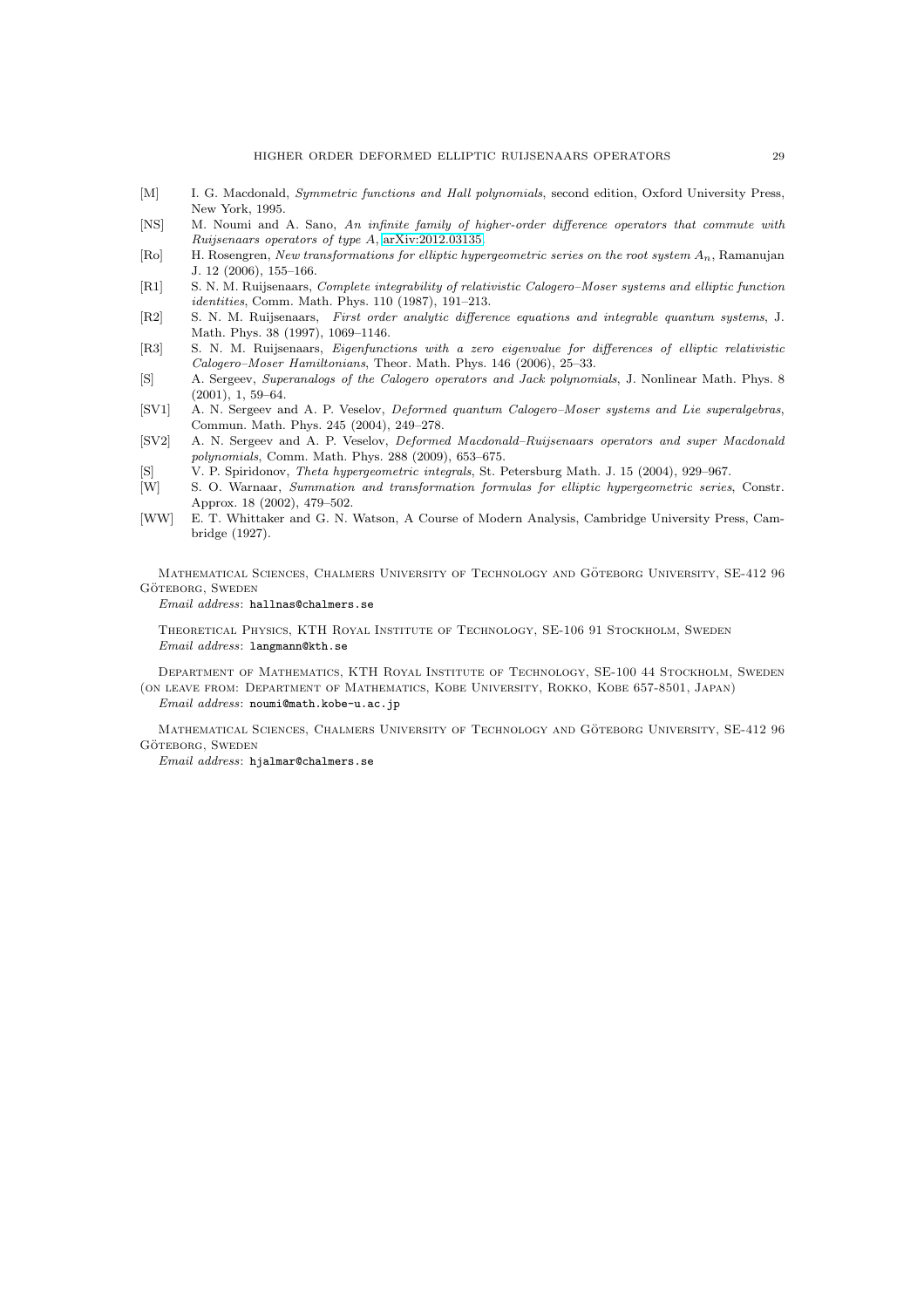[M] I. G. Macdonald, *Symmetric functions and Hall polynomials*, second edition, Oxford University Press, New York, 1995.

[NS] M. Noumi and A. Sano, *An infinite family of higher-order difference operators that commute with Ruijsenaars operators of type A*, arXiv:2012.03135.

[Ro] H. Rosengren, *New transformations for elliptic hypergeometric series on the root system $A_n$*, Ramanujan J. 12 (2006), 155–166.

[R1] S. N. M. Ruijsenaars, *Complete integrability of relativistic Calogero–Moser systems and elliptic function identities*, Comm. Math. Phys. 110 (1987), 191–213.

[R2] S. N. M. Ruijsenaars, *First order analytic difference equations and integrable quantum systems*, J. Math. Phys. 38 (1997), 1069–1146.

[R3] S. N. M. Ruijsenaars, *Eigenfunctions with a zero eigenvalue for differences of elliptic relativistic Calogero–Moser Hamiltonians*, Theor. Math. Phys. 146 (2006), 25–33.

[S] A. Sergeev, *Superanalogs of the Calogero operators and Jack polynomials*, J. Nonlinear Math. Phys. 8 (2001), 1, 59–64.

[SV1] A. N. Sergeev and A. P. Veselov, *Deformed quantum Calogero–Moser systems and Lie superalgebras*, Commun. Math. Phys. 245 (2004), 249–278.

[SV2] A. N. Sergeev and A. P. Veselov, *Deformed Macdonald–Ruijsenaars operators and super Macdonald polynomials*, Comm. Math. Phys. 288 (2009), 653–675.

[S] V. P. Spiridonov, *Theta hypergeometric integrals*, St. Petersburg Math. J. 15 (2004), 929–967.

[W] S. O. Warnaar, *Summation and transformation formulas for elliptic hypergeometric series*, Constr. Approx. 18 (2002), 479–502.

[WW] E. T. Whittaker and G. N. Watson, A Course of Modern Analysis, Cambridge University Press, Cambridge (1927).

Mathematical Sciences, Chalmers University of Technology and Göteborg University, SE-412 96 Göteborg, Sweden

*Email address*: `hallnas@chalmers.se`

Theoretical Physics, KTH Royal Institute of Technology, SE-106 91 Stockholm, Sweden

*Email address*: `langmann@kth.se`

Department of Mathematics, KTH Royal Institute of Technology, SE-100 44 Stockholm, Sweden (on leave from: Department of Mathematics, Kobe University, Rokko, Kobe 657-8501, Japan)

*Email address*: `noumi@math.kobe-u.ac.jp`

Mathematical Sciences, Chalmers University of Technology and Göteborg University, SE-412 96 Göteborg, Sweden

*Email address*: `hjalmar@chalmers.se`